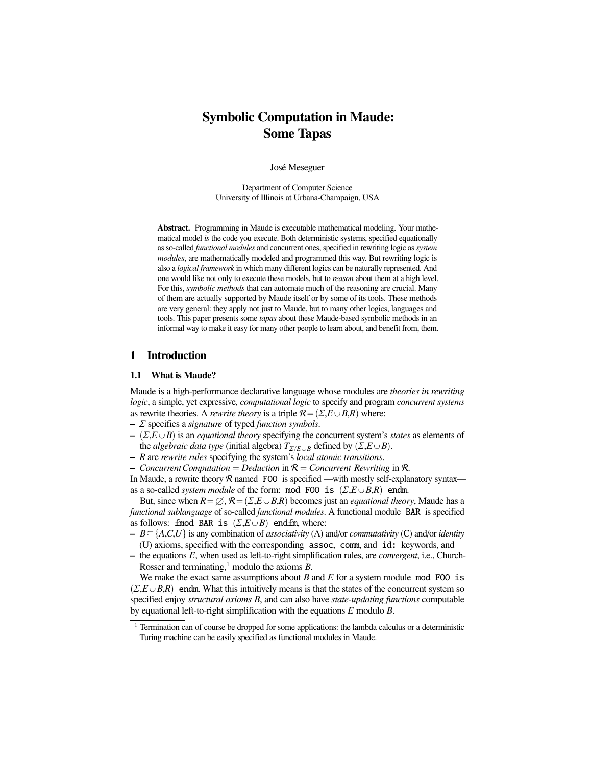# Symbolic Computation in Maude: Some Tapas

José Meseguer

Department of Computer Science
University of Illinois at Urbana-Champaign, USA

**Abstract.** Programming in Maude is executable mathematical modeling. Your mathematical model *is* the code you execute. Both deterministic systems, specified equationally as so-called *functional modules* and concurrent ones, specified in rewriting logic as *system modules*, are mathematically modeled and programmed this way. But rewriting logic is also a *logical framework* in which many different logics can be naturally represented. And one would like not only to execute these models, but to *reason* about them at a high level. For this, *symbolic methods* that can automate much of the reasoning are crucial. Many of them are actually supported by Maude itself or by some of its tools. These methods are very general: they apply not just to Maude, but to many other logics, languages and tools. This paper presents some *tapas* about these Maude-based symbolic methods in an informal way to make it easy for many other people to learn about, and benefit from, them.

## 1 Introduction

### 1.1 What is Maude?

Maude is a high-performance declarative language whose modules are *theories in rewriting logic*, a simple, yet expressive, *computational logic* to specify and program *concurrent systems* as rewrite theories. A *rewrite theory* is a triple $\mathcal{R} = (\Sigma, E \cup B, R)$ where:

- $\Sigma$ specifies a *signature* of typed *function symbols*.
- $(\Sigma, E \cup B)$ is an *equational theory* specifying the concurrent system's *states* as elements of the *algebraic data type* (initial algebra) $T_{\Sigma/E \cup B}$ defined by $(\Sigma, E \cup B)$.
- $R$ are *rewrite rules* specifying the system's *local atomic transitions*.
- *Concurrent Computation* = *Deduction* in $\mathcal{R}$ = *Concurrent Rewriting* in $\mathcal{R}$.

In Maude, a rewrite theory $\mathcal{R}$ named `FOO` is specified —with mostly self-explanatory syntax— as a so-called *system module* of the form: `mod FOO is` $(\Sigma, E \cup B, R)$ `endm`.

But, since when $R = \emptyset$, $\mathcal{R} = (\Sigma, E \cup B, R)$ becomes just an *equational theory*, Maude has a *functional sublanguage* of so-called *functional modules*. A functional module `BAR` is specified as follows: `fmod BAR is` $(\Sigma, E \cup B)$ `endfm`, where:

- $B \subseteq \{A, C, U\}$ is any combination of *associativity* (A) and/or *commutativity* (C) and/or *identity* (U) axioms, specified with the corresponding `assoc`, `comm`, and `id:` keywords, and
- the equations $E$, when used as left-to-right simplification rules, are *convergent*, i.e., Church-Rosser and terminating,[1] modulo the axioms $B$.

We make the exact same assumptions about $B$ and $E$ for a system module `mod FOO is` $(\Sigma, E \cup B, R)$ `endm`. What this intuitively means is that the states of the concurrent system so specified enjoy *structural axioms* $B$, and can also have *state-updating functions* computable by equational left-to-right simplification with the equations $E$ modulo $B$.

[1] Termination can of course be dropped for some applications: the lambda calculus or a deterministic Turing machine can be easily specified as functional modules in Maude.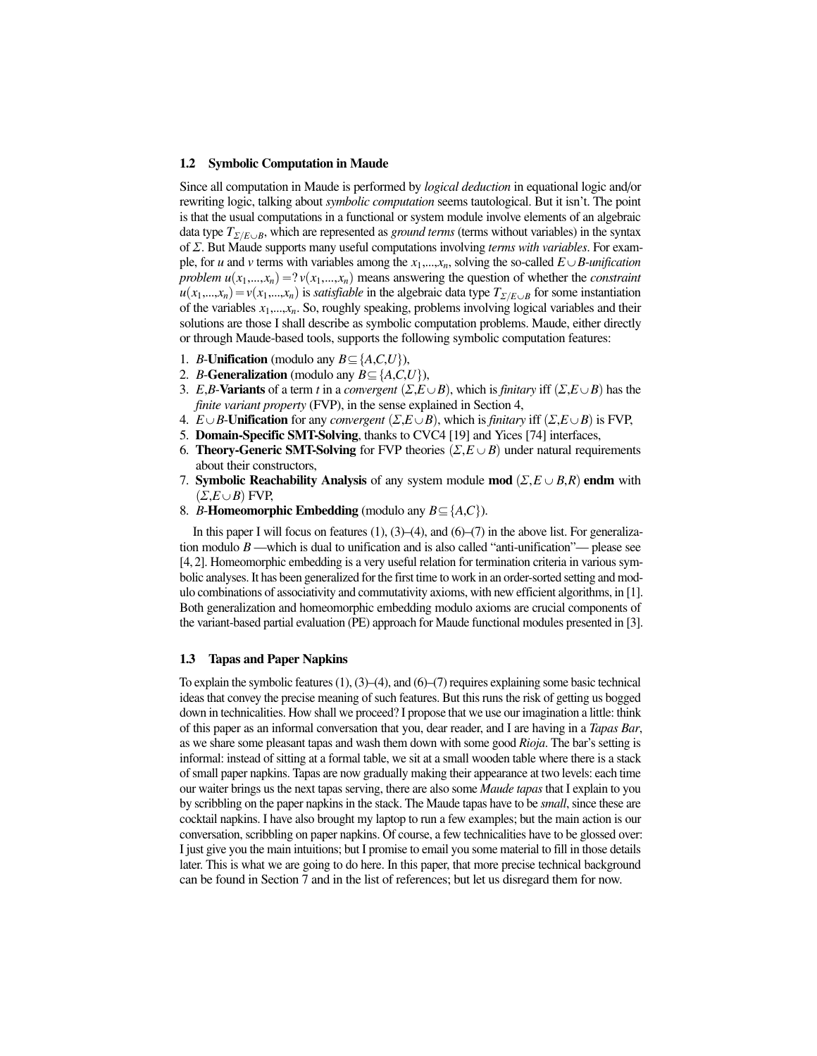### 1.2 Symbolic Computation in Maude

Since all computation in Maude is performed by *logical deduction* in equational logic and/or rewriting logic, talking about *symbolic computation* seems tautological. But it isn't. The point is that the usual computations in a functional or system module involve elements of an algebraic data type $T_{\Sigma/E\cup B}$, which are represented as *ground terms* (terms without variables) in the syntax of $\Sigma$. But Maude supports many useful computations involving *terms with variables*. For example, for $u$ and $v$ terms with variables among the $x_1,...,x_n$, solving the so-called *$E\cup B$-unification problem* $u(x_1,...,x_n) =? v(x_1,...,x_n)$ means answering the question of whether the *constraint* $u(x_1,...,x_n) = v(x_1,...,x_n)$ is *satisfiable* in the algebraic data type $T_{\Sigma/E\cup B}$ for some instantiation of the variables $x_1,...,x_n$. So, roughly speaking, problems involving logical variables and their solutions are those I shall describe as symbolic computation problems. Maude, either directly or through Maude-based tools, supports the following symbolic computation features:

1. $B$-**Unification** (modulo any $B\subseteq\{A,C,U\}$),
2. $B$-**Generalization** (modulo any $B\subseteq\{A,C,U\}$),
3. $E,B$-**Variants** of a term $t$ in a *convergent* $(\Sigma,E\cup B)$, which is *finitary* iff $(\Sigma,E\cup B)$ has the *finite variant property* (FVP), in the sense explained in Section 4,
4. $E\cup B$-**Unification** for any *convergent* $(\Sigma,E\cup B)$, which is *finitary* iff $(\Sigma,E\cup B)$ is FVP,
5. **Domain-Specific SMT-Solving**, thanks to CVC4 [19] and Yices [74] interfaces,
6. **Theory-Generic SMT-Solving** for FVP theories $(\Sigma,E\cup B)$ under natural requirements about their constructors,
7. **Symbolic Reachability Analysis** of any system module **mod** $(\Sigma,E\cup B,R)$ **endm** with $(\Sigma,E\cup B)$ FVP,
8. $B$-**Homeomorphic Embedding** (modulo any $B\subseteq\{A,C\}$).

In this paper I will focus on features (1), (3)–(4), and (6)–(7) in the above list. For generalization modulo $B$ —which is dual to unification and is also called "anti-unification"— please see [4, 2]. Homeomorphic embedding is a very useful relation for termination criteria in various symbolic analyses. It has been generalized for the first time to work in an order-sorted setting and modulo combinations of associativity and commutativity axioms, with new efficient algorithms, in [1]. Both generalization and homeomorphic embedding modulo axioms are crucial components of the variant-based partial evaluation (PE) approach for Maude functional modules presented in [3].

### 1.3 Tapas and Paper Napkins

To explain the symbolic features (1), (3)–(4), and (6)–(7) requires explaining some basic technical ideas that convey the precise meaning of such features. But this runs the risk of getting us bogged down in technicalities. How shall we proceed? I propose that we use our imagination a little: think of this paper as an informal conversation that you, dear reader, and I are having in a *Tapas Bar*, as we share some pleasant tapas and wash them down with some good *Rioja*. The bar's setting is informal: instead of sitting at a formal table, we sit at a small wooden table where there is a stack of small paper napkins. Tapas are now gradually making their appearance at two levels: each time our waiter brings us the next tapas serving, there are also some *Maude tapas* that I explain to you by scribbling on the paper napkins in the stack. The Maude tapas have to be *small*, since these are cocktail napkins. I have also brought my laptop to run a few examples; but the main action is our conversation, scribbling on paper napkins. Of course, a few technicalities have to be glossed over: I just give you the main intuitions; but I promise to email you some material to fill in those details later. This is what we are going to do here. In this paper, that more precise technical background can be found in Section 7 and in the list of references; but let us disregard them for now.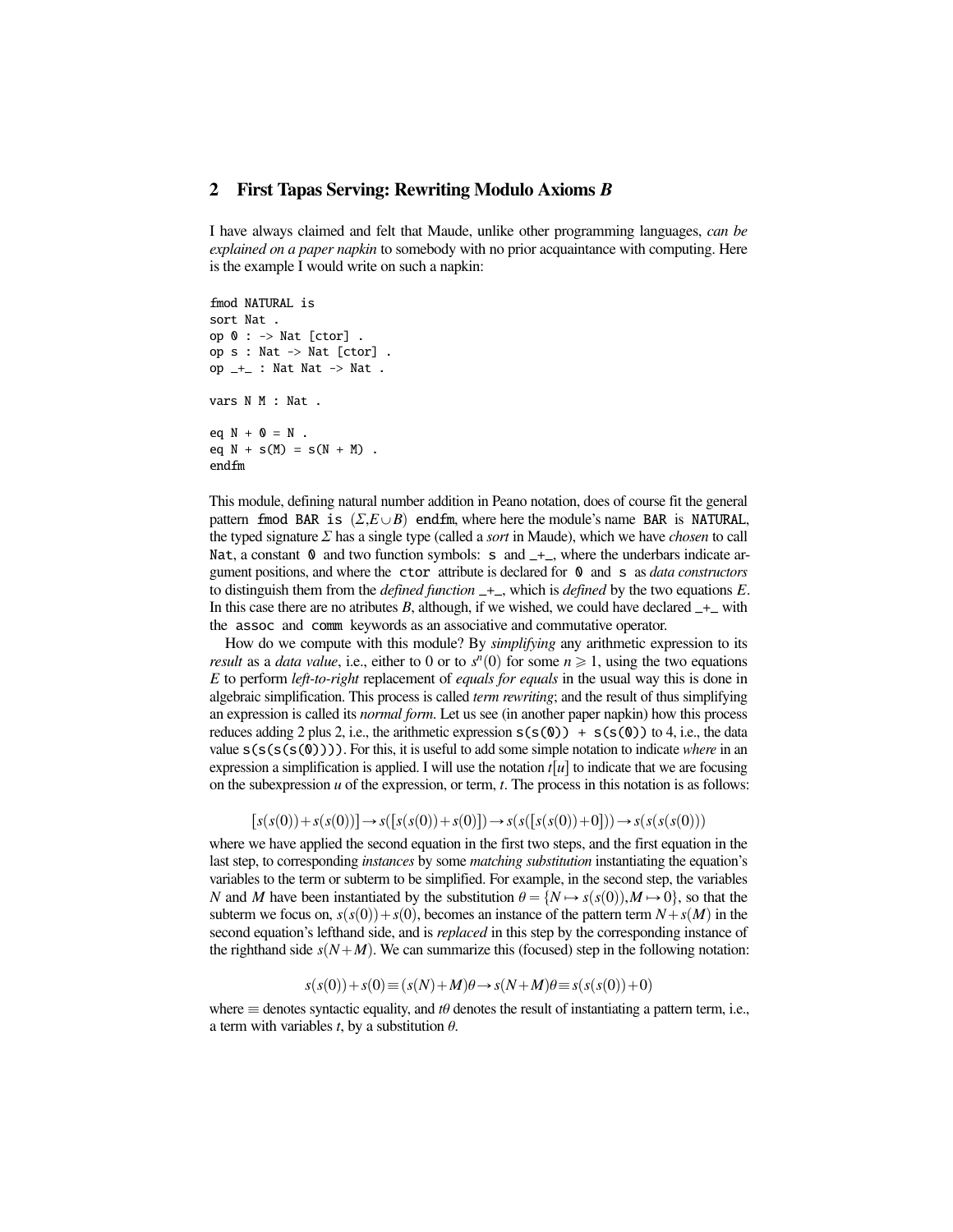## 2 First Tapas Serving: Rewriting Modulo Axioms *B*

I have always claimed and felt that Maude, unlike other programming languages, *can be explained on a paper napkin* to somebody with no prior acquaintance with computing. Here is the example I would write on such a napkin:

```
fmod NATURAL is
sort Nat .
op 0 : -> Nat [ctor] .
op s : Nat -> Nat [ctor] .
op _+_ : Nat Nat -> Nat .

vars N M : Nat .

eq N + 0 = N .
eq N + s(M) = s(N + M) .
endfm
```

This module, defining natural number addition in Peano notation, does of course fit the general pattern `fmod BAR is` $(\Sigma, E \cup B)$ `endfm`, where here the module's name `BAR` is `NATURAL`, the typed signature $\Sigma$ has a single type (called a *sort* in Maude), which we have *chosen* to call `Nat`, a constant `0` and two function symbols: `s` and `_+_`, where the underbars indicate argument positions, and where the `ctor` attribute is declared for `0` and `s` as *data constructors* to distinguish them from the *defined function* `_+_`, which is *defined* by the two equations $E$. In this case there are no atributes $B$, although, if we wished, we could have declared `_+_` with the `assoc` and `comm` keywords as an associative and commutative operator.

How do we compute with this module? By *simplifying* any arithmetic expression to its *result* as a *data value*, i.e., either to 0 or to $s^n(0)$ for some $n \geqslant 1$, using the two equations $E$ to perform *left-to-right* replacement of *equals for equals* in the usual way this is done in algebraic simplification. This process is called *term rewriting*; and the result of thus simplifying an expression is called its *normal form*. Let us see (in another paper napkin) how this process reduces adding 2 plus 2, i.e., the arithmetic expression `s(s(0)) + s(s(0))` to 4, i.e., the data value `s(s(s(s(0))))`. For this, it is useful to add some simple notation to indicate *where* in an expression a simplification is applied. I will use the notation $t[u]$ to indicate that we are focusing on the subexpression $u$ of the expression, or term, $t$. The process in this notation is as follows:

$$[s(s(0))+s(s(0))] \rightarrow s([s(s(0))+s(0)]) \rightarrow s(s([s(s(0))+0])) \rightarrow s(s(s(s(0))))$$

where we have applied the second equation in the first two steps, and the first equation in the last step, to corresponding *instances* by some *matching substitution* instantiating the equation's variables to the term or subterm to be simplified. For example, in the second step, the variables $N$ and $M$ have been instantiated by the substitution $\theta = \{N \mapsto s(s(0)), M \mapsto 0\}$, so that the subterm we focus on, $s(s(0))+s(0)$, becomes an instance of the pattern term $N+s(M)$ in the second equation's lefthand side, and is *replaced* in this step by the corresponding instance of the righthand side $s(N+M)$. We can summarize this (focused) step in the following notation:

$$s(s(0))+s(0) \equiv (s(N)+M)\theta \rightarrow s(N+M)\theta \equiv s(s(s(0))+0)$$

where $\equiv$ denotes syntactic equality, and $t\theta$ denotes the result of instantiating a pattern term, i.e., a term with variables $t$, by a substitution $\theta$.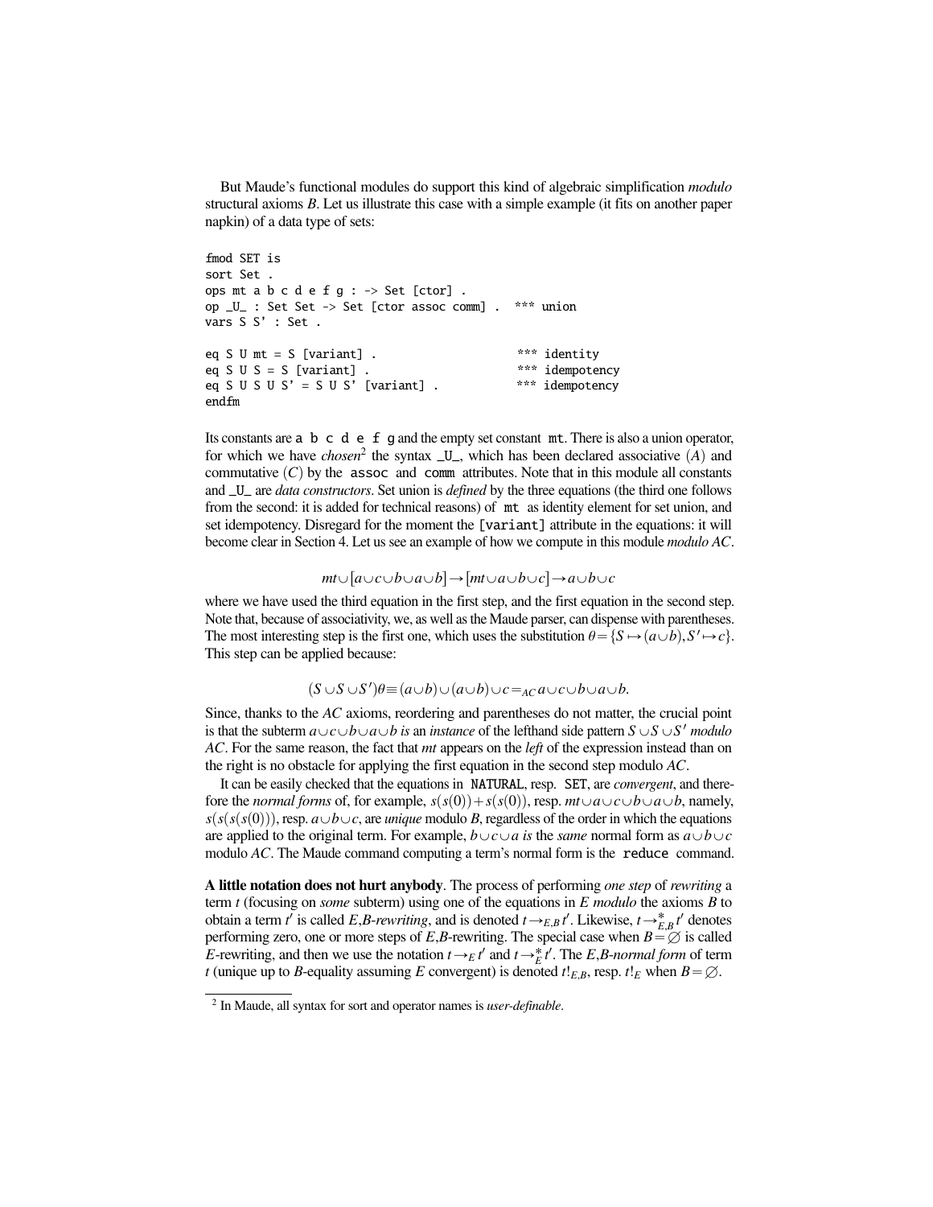But Maude's functional modules do support this kind of algebraic simplification *modulo* structural axioms *B*. Let us illustrate this case with a simple example (it fits on another paper napkin) of a data type of sets:

```
fmod SET is
sort Set .
ops mt a b c d e f g : -> Set [ctor] .
op _U_ : Set Set -> Set [ctor assoc comm] .  *** union
vars S S' : Set .

eq S U mt = S [variant] .                    *** identity
eq S U S = S [variant] .                     *** idempotency
eq S U S U S' = S U S' [variant] .           *** idempotency
endfm
```

Its constants are `a b c d e f g` and the empty set constant `mt`. There is also a union operator, for which we have *chosen*[2] the syntax `_U_`, which has been declared associative $(A)$ and commutative $(C)$ by the `assoc` and `comm` attributes. Note that in this module all constants and `_U_` are *data constructors*. Set union is *defined* by the three equations (the third one follows from the second: it is added for technical reasons) of `mt` as identity element for set union, and set idempotency. Disregard for the moment the `[variant]` attribute in the equations: it will become clear in Section 4. Let us see an example of how we compute in this module *modulo AC*.

$$mt \cup [a \cup c \cup b \cup a \cup b] \rightarrow [mt \cup a \cup b \cup c] \rightarrow a \cup b \cup c$$

where we have used the third equation in the first step, and the first equation in the second step. Note that, because of associativity, we, as well as the Maude parser, can dispense with parentheses. The most interesting step is the first one, which uses the substitution $\theta = \{S \mapsto (a \cup b), S' \mapsto c\}$. This step can be applied because:

$$(S \cup S \cup S')\theta \equiv (a \cup b) \cup (a \cup b) \cup c =_{AC} a \cup c \cup b \cup a \cup b.$$

Since, thanks to the *AC* axioms, reordering and parentheses do not matter, the crucial point is that the subterm $a \cup c \cup b \cup a \cup b$ *is* an *instance* of the lefthand side pattern $S \cup S \cup S'$ *modulo AC*. For the same reason, the fact that $mt$ appears on the *left* of the expression instead than on the right is no obstacle for applying the first equation in the second step modulo *AC*.

It can be easily checked that the equations in `NATURAL`, resp. `SET`, are *convergent*, and therefore the *normal forms* of, for example, $s(s(0)) + s(s(0))$, resp. $mt \cup a \cup c \cup b \cup a \cup b$, namely, $s(s(s(s(0))))$, resp. $a \cup b \cup c$, are *unique* modulo *B*, regardless of the order in which the equations are applied to the original term. For example, $b \cup c \cup a$ *is* the *same* normal form as $a \cup b \cup c$ modulo *AC*. The Maude command computing a term's normal form is the `reduce` command.

**A little notation does not hurt anybody**. The process of performing *one step* of *rewriting* a term $t$ (focusing on *some* subterm) using one of the equations in $E$ *modulo* the axioms $B$ to obtain a term $t'$ is called *E,B-rewriting*, and is denoted $t \rightarrow_{E,B} t'$. Likewise, $t \rightarrow^{*}_{E,B} t'$ denotes performing zero, one or more steps of *E,B*-rewriting. The special case when $B = \emptyset$ is called *E*-rewriting, and then we use the notation $t \rightarrow_{E} t'$ and $t \rightarrow^{*}_{E} t'$. The *E,B-normal form* of term $t$ (unique up to *B*-equality assuming $E$ convergent) is denoted $t!_{E,B}$, resp. $t!_{E}$ when $B = \emptyset$.

[2] In Maude, all syntax for sort and operator names is *user-definable*.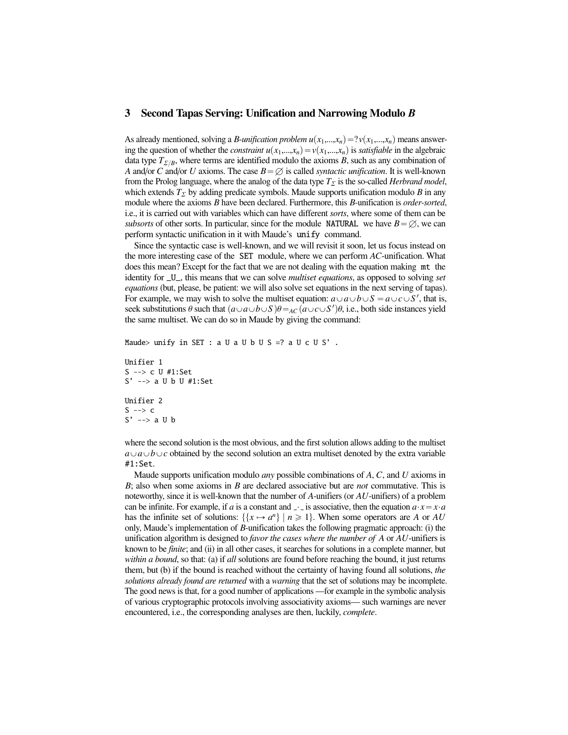## 3 Second Tapas Serving: Unification and Narrowing Modulo *B*

As already mentioned, solving a *B-unification problem* $u(x_1,...,x_n) =? v(x_1,...,x_n)$ means answering the question of whether the *constraint* $u(x_1,...,x_n) = v(x_1,...,x_n)$ is *satisfiable* in the algebraic data type $T_{\Sigma/B}$, where terms are identified modulo the axioms *B*, such as any combination of *A* and/or *C* and/or *U* axioms. The case $B = \emptyset$ is called *syntactic unification*. It is well-known from the Prolog language, where the analog of the data type $T_\Sigma$ is the so-called *Herbrand model*, which extends $T_\Sigma$ by adding predicate symbols. Maude supports unification modulo *B* in any module where the axioms *B* have been declared. Furthermore, this *B*-unification is *order-sorted*, i.e., it is carried out with variables which can have different *sorts*, where some of them can be *subsorts* of other sorts. In particular, since for the module `NATURAL` we have $B = \emptyset$, we can perform syntactic unification in it with Maude's `unify` command.

Since the syntactic case is well-known, and we will revisit it soon, let us focus instead on the more interesting case of the `SET` module, where we can perform *AC*-unification. What does this mean? Except for the fact that we are not dealing with the equation making `mt` the identity for `_U_`, this means that we can solve *multiset equations*, as opposed to solving *set equations* (but, please, be patient: we will also solve set equations in the next serving of tapas). For example, we may wish to solve the multiset equation: $a \cup a \cup b \cup S = a \cup c \cup S'$, that is, seek substitutions $\theta$ such that $(a \cup a \cup b \cup S)\theta =_{AC} (a \cup c \cup S')\theta$, i.e., both side instances yield the same multiset. We can do so in Maude by giving the command:

```
Maude> unify in SET : a U a U b U S =? a U c U S' .

Unifier 1
S --> c U #1:Set
S' --> a U b U #1:Set

Unifier 2
S --> c
S' --> a U b
```

where the second solution is the most obvious, and the first solution allows adding to the multiset $a \cup a \cup b \cup c$ obtained by the second solution an extra multiset denoted by the extra variable `#1:Set`.

Maude supports unification modulo *any* possible combinations of *A*, *C*, and *U* axioms in *B*; also when some axioms in *B* are declared associative but are *not* commutative. This is noteworthy, since it is well-known that the number of *A*-unifiers (or *AU*-unifiers) of a problem can be infinite. For example, if *a* is a constant and $\_\cdot\_$ is associative, then the equation $a \cdot x = x \cdot a$ has the infinite set of solutions: $\{\{x \mapsto a^n\} \mid n \geqslant 1\}$. When some operators are *A* or *AU* only, Maude's implementation of *B*-unification takes the following pragmatic approach: (i) the unification algorithm is designed to *favor the cases where the number of A or AU-unifiers is known to be finite*; and (ii) in all other cases, it searches for solutions in a complete manner, but *within a bound*, so that: (a) if *all* solutions are found before reaching the bound, it just returns them, but (b) if the bound is reached without the certainty of having found all solutions, *the solutions already found are returned* with a *warning* that the set of solutions may be incomplete. The good news is that, for a good number of applications —for example in the symbolic analysis of various cryptographic protocols involving associativity axioms— such warnings are never encountered, i.e., the corresponding analyses are then, luckily, *complete*.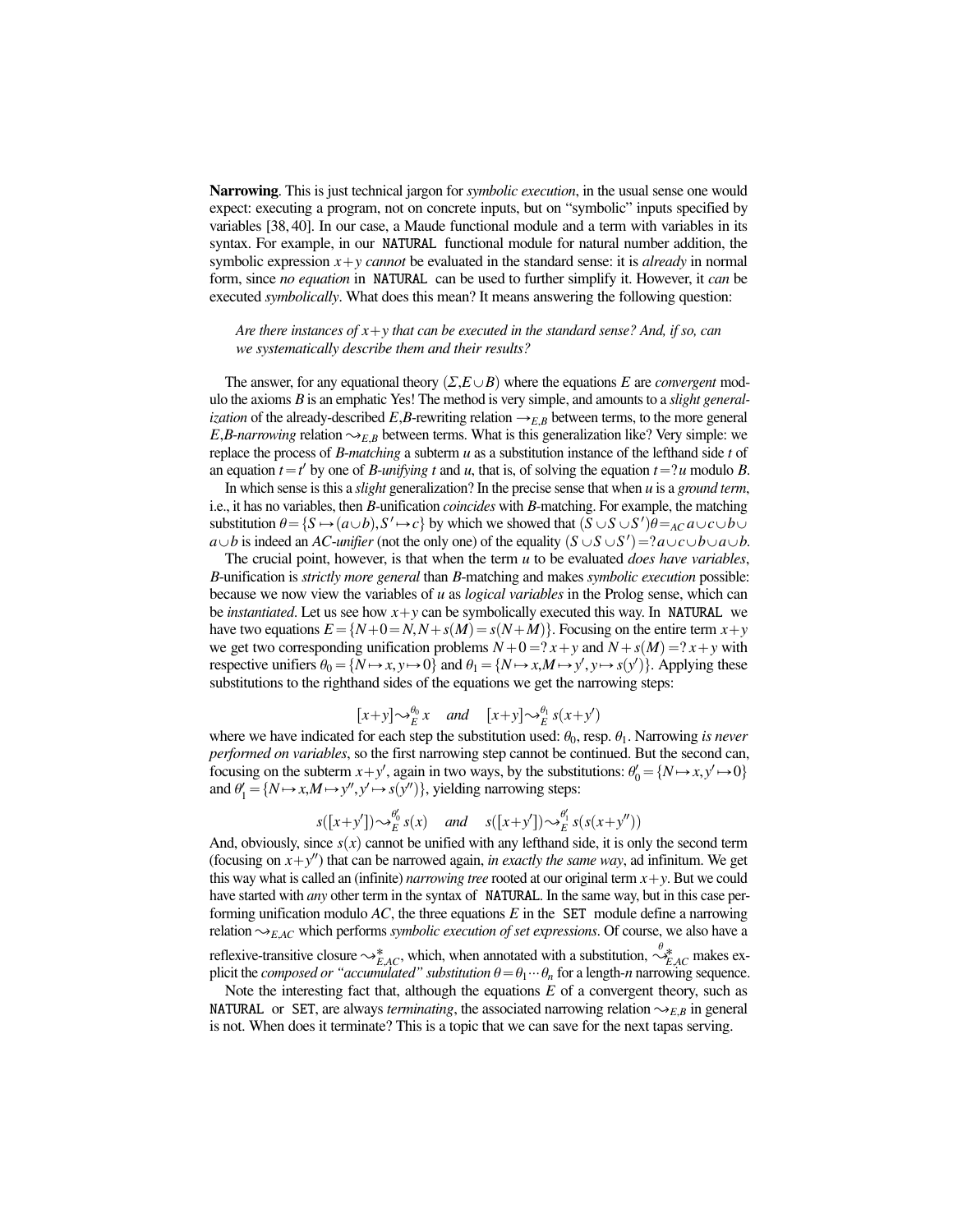**Narrowing**. This is just technical jargon for *symbolic execution*, in the usual sense one would expect: executing a program, not on concrete inputs, but on "symbolic" inputs specified by variables [38, 40]. In our case, a Maude functional module and a term with variables in its syntax. For example, in our `NATURAL` functional module for natural number addition, the symbolic expression $x+y$ *cannot* be evaluated in the standard sense: it is *already* in normal form, since *no equation* in `NATURAL` can be used to further simplify it. However, it *can* be executed *symbolically*. What does this mean? It means answering the following question:

> *Are there instances of $x+y$ that can be executed in the standard sense? And, if so, can we systematically describe them and their results?*

The answer, for any equational theory $(\Sigma, E \cup B)$ where the equations $E$ are *convergent* modulo the axioms $B$ is an emphatic Yes! The method is very simple, and amounts to a *slight generalization* of the already-described $E$,$B$-rewriting relation $\rightarrow_{E,B}$ between terms, to the more general $E$,$B$-*narrowing* relation $\rightsquigarrow_{E,B}$ between terms. What is this generalization like? Very simple: we replace the process of $B$-*matching* a subterm $u$ as a substitution instance of the lefthand side $t$ of an equation $t = t'$ by one of $B$-*unifying* $t$ and $u$, that is, of solving the equation $t =? u$ modulo $B$.

In which sense is this a *slight* generalization? In the precise sense that when $u$ is a *ground term*, i.e., it has no variables, then $B$-unification *coincides* with $B$-matching. For example, the matching substitution $\theta = \{S \mapsto (a \cup b), S' \mapsto c\}$ by which we showed that $(S \cup S \cup S')\theta =_{AC} a \cup c \cup b \cup a \cup b$ is indeed an *AC-unifier* (not the only one) of the equality $(S \cup S \cup S') =? a \cup c \cup b \cup a \cup b$.

The crucial point, however, is that when the term $u$ to be evaluated *does have variables*, $B$-unification is *strictly more general* than $B$-matching and makes *symbolic execution* possible: because we now view the variables of $u$ as *logical variables* in the Prolog sense, which can be *instantiated*. Let us see how $x+y$ can be symbolically executed this way. In `NATURAL` we have two equations $E = \{N + 0 = N, N + s(M) = s(N+M)\}$. Focusing on the entire term $x+y$ we get two corresponding unification problems $N + 0 =? x+y$ and $N + s(M) =? x+y$ with respective unifiers $\theta_0 = \{N \mapsto x, y \mapsto 0\}$ and $\theta_1 = \{N \mapsto x, M \mapsto y', y \mapsto s(y')\}$. Applying these substitutions to the righthand sides of the equations we get the narrowing steps:

$$[x+y] \rightsquigarrow_E^{\theta_0} x \quad \textit{and} \quad [x+y] \rightsquigarrow_E^{\theta_1} s(x+y')$$

where we have indicated for each step the substitution used: $\theta_0$, resp. $\theta_1$. Narrowing *is never performed on variables*, so the first narrowing step cannot be continued. But the second can, focusing on the subterm $x+y'$, again in two ways, by the substitutions: $\theta'_0 = \{N \mapsto x, y' \mapsto 0\}$ and $\theta'_1 = \{N \mapsto x, M \mapsto y'', y' \mapsto s(y'')\}$, yielding narrowing steps:

$$s([x+y']) \rightsquigarrow_E^{\theta'_0} s(x) \quad \textit{and} \quad s([x+y']) \rightsquigarrow_E^{\theta'_1} s(s(x+y''))$$

And, obviously, since $s(x)$ cannot be unified with any lefthand side, it is only the second term (focusing on $x+y''$) that can be narrowed again, *in exactly the same way*, ad infinitum. We get this way what is called an (infinite) *narrowing tree* rooted at our original term $x+y$. But we could have started with *any* other term in the syntax of `NATURAL`. In the same way, but in this case performing unification modulo $AC$, the three equations $E$ in the `SET` module define a narrowing relation $\rightsquigarrow_{E,AC}$ which performs *symbolic execution of set expressions*. Of course, we also have a reflexive-transitive closure $\rightsquigarrow_{E,AC}^*$, which, when annotated with a substitution, $\overset{\theta}{\rightsquigarrow}{}_{E,AC}^*$ makes explicit the *composed or "accumulated" substitution* $\theta = \theta_1 \cdots \theta_n$ for a length-$n$ narrowing sequence.

Note the interesting fact that, although the equations $E$ of a convergent theory, such as `NATURAL` or `SET`, are always *terminating*, the associated narrowing relation $\rightsquigarrow_{E,B}$ in general is not. When does it terminate? This is a topic that we can save for the next tapas serving.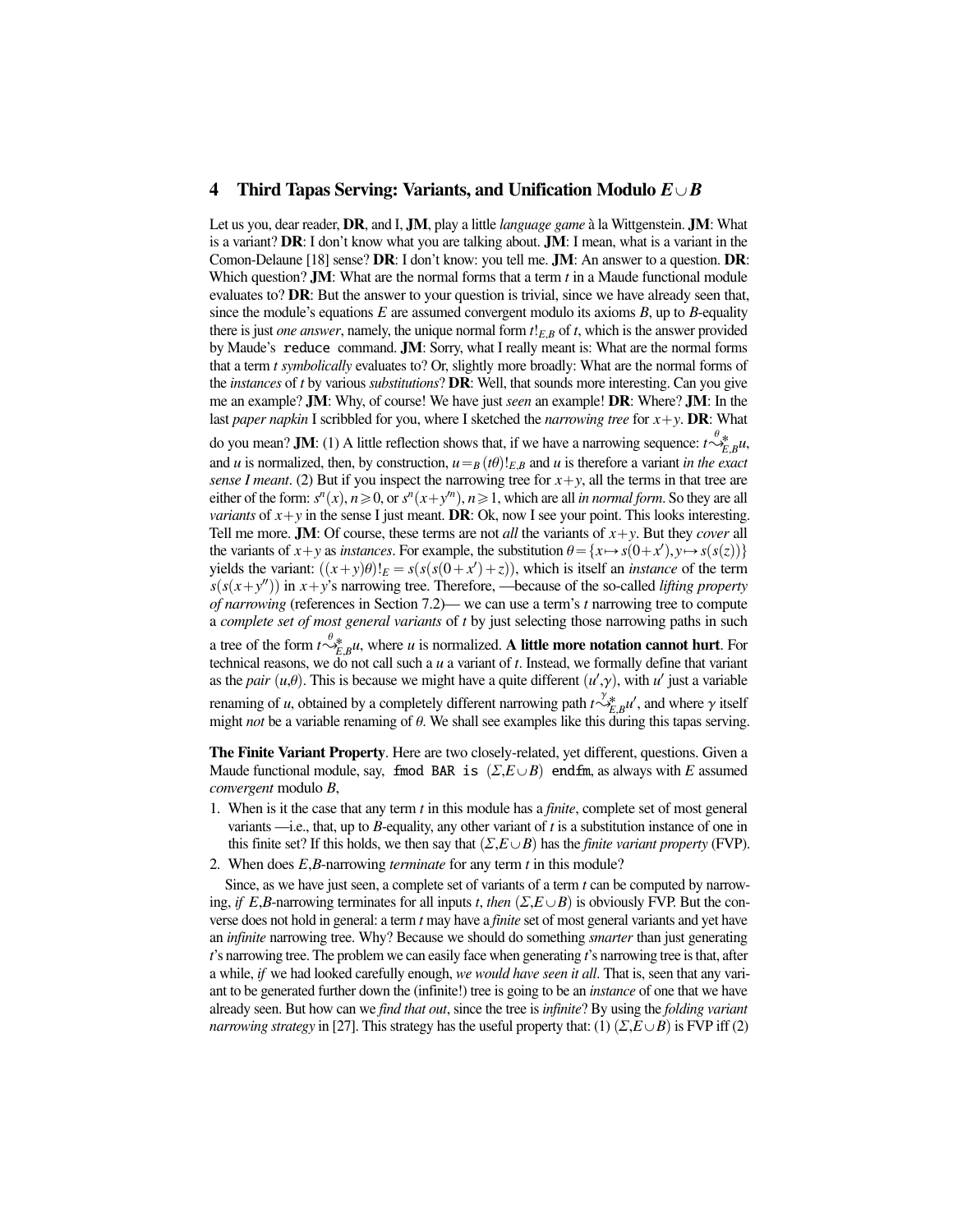## 4 Third Tapas Serving: Variants, and Unification Modulo $E \cup B$

Let us you, dear reader, **DR**, and I, **JM**, play a little *language game* à la Wittgenstein. **JM**: What is a variant? **DR**: I don't know what you are talking about. **JM**: I mean, what is a variant in the Comon-Delaune [18] sense? **DR**: I don't know: you tell me. **JM**: An answer to a question. **DR**: Which question? **JM**: What are the normal forms that a term $t$ in a Maude functional module evaluates to? **DR**: But the answer to your question is trivial, since we have already seen that, since the module's equations $E$ are assumed convergent modulo its axioms $B$, up to $B$-equality there is just *one answer*, namely, the unique normal form $t!_{E,B}$ of $t$, which is the answer provided by Maude's `reduce` command. **JM**: Sorry, what I really meant is: What are the normal forms that a term $t$ *symbolically* evaluates to? Or, slightly more broadly: What are the normal forms of the *instances* of $t$ by various *substitutions*? **DR**: Well, that sounds more interesting. Can you give me an example? **JM**: Why, of course! We have just *seen* an example! **DR**: Where? **JM**: In the last *paper napkin* I scribbled for you, where I sketched the *narrowing tree* for $x+y$. **DR**: What do you mean? **JM**: (1) A little reflection shows that, if we have a narrowing sequence: $t \overset{\theta}{\rightsquigarrow}{}^{*}_{E,B} u$, and $u$ is normalized, then, by construction, $u =_B (t\theta)!_{E,B}$ and $u$ is therefore a variant *in the exact sense I meant*. (2) But if you inspect the narrowing tree for $x+y$, all the terms in that tree are either of the form: $s^n(x), n \geqslant 0$, or $s^n(x+y'^n), n \geqslant 1$, which are all *in normal form*. So they are all *variants* of $x+y$ in the sense I just meant. **DR**: Ok, now I see your point. This looks interesting. Tell me more. **JM**: Of course, these terms are not *all* the variants of $x+y$. But they *cover* all the variants of $x+y$ as *instances*. For example, the substitution $\theta = \{x \mapsto s(0+x'), y \mapsto s(s(z))\}$ yields the variant: $((x+y)\theta)!_E = s(s(s(0+x')+z))$, which is itself an *instance* of the term $s(s(x+y''))$ in $x+y$'s narrowing tree. Therefore, —because of the so-called *lifting property of narrowing* (references in Section 7.2)— we can use a term's $t$ narrowing tree to compute a *complete set of most general variants* of $t$ by just selecting those narrowing paths in such a tree of the form $t \overset{\theta}{\rightsquigarrow}{}^{*}_{E,B} u$, where $u$ is normalized. **A little more notation cannot hurt**. For technical reasons, we do not call such a $u$ a variant of $t$. Instead, we formally define that variant as the *pair* $(u,\theta)$. This is because we might have a quite different $(u',\gamma)$, with $u'$ just a variable renaming of $u$, obtained by a completely different narrowing path $t \overset{\gamma}{\rightsquigarrow}{}^{*}_{E,B} u'$, and where $\gamma$ itself might *not* be a variable renaming of $\theta$. We shall see examples like this during this tapas serving.

**The Finite Variant Property**. Here are two closely-related, yet different, questions. Given a Maude functional module, say, `fmod BAR is` $(\Sigma, E \cup B)$ `endfm`, as always with $E$ assumed *convergent* modulo $B$,

1. When is it the case that any term $t$ in this module has a *finite*, complete set of most general variants —i.e., that, up to $B$-equality, any other variant of $t$ is a substitution instance of one in this finite set? If this holds, we then say that $(\Sigma, E \cup B)$ has the *finite variant property* (FVP).
2. When does $E,B$-narrowing *terminate* for any term $t$ in this module?

Since, as we have just seen, a complete set of variants of a term $t$ can be computed by narrowing, *if* $E,B$-narrowing terminates for all inputs $t$, *then* $(\Sigma, E \cup B)$ is obviously FVP. But the converse does not hold in general: a term $t$ may have a *finite* set of most general variants and yet have an *infinite* narrowing tree. Why? Because we should do something *smarter* than just generating $t$'s narrowing tree. The problem we can easily face when generating $t$'s narrowing tree is that, after a while, *if* we had looked carefully enough, *we would have seen it all*. That is, seen that any variant to be generated further down the (infinite!) tree is going to be an *instance* of one that we have already seen. But how can we *find that out*, since the tree is *infinite*? By using the *folding variant narrowing strategy* in [27]. This strategy has the useful property that: (1) $(\Sigma, E \cup B)$ is FVP iff (2)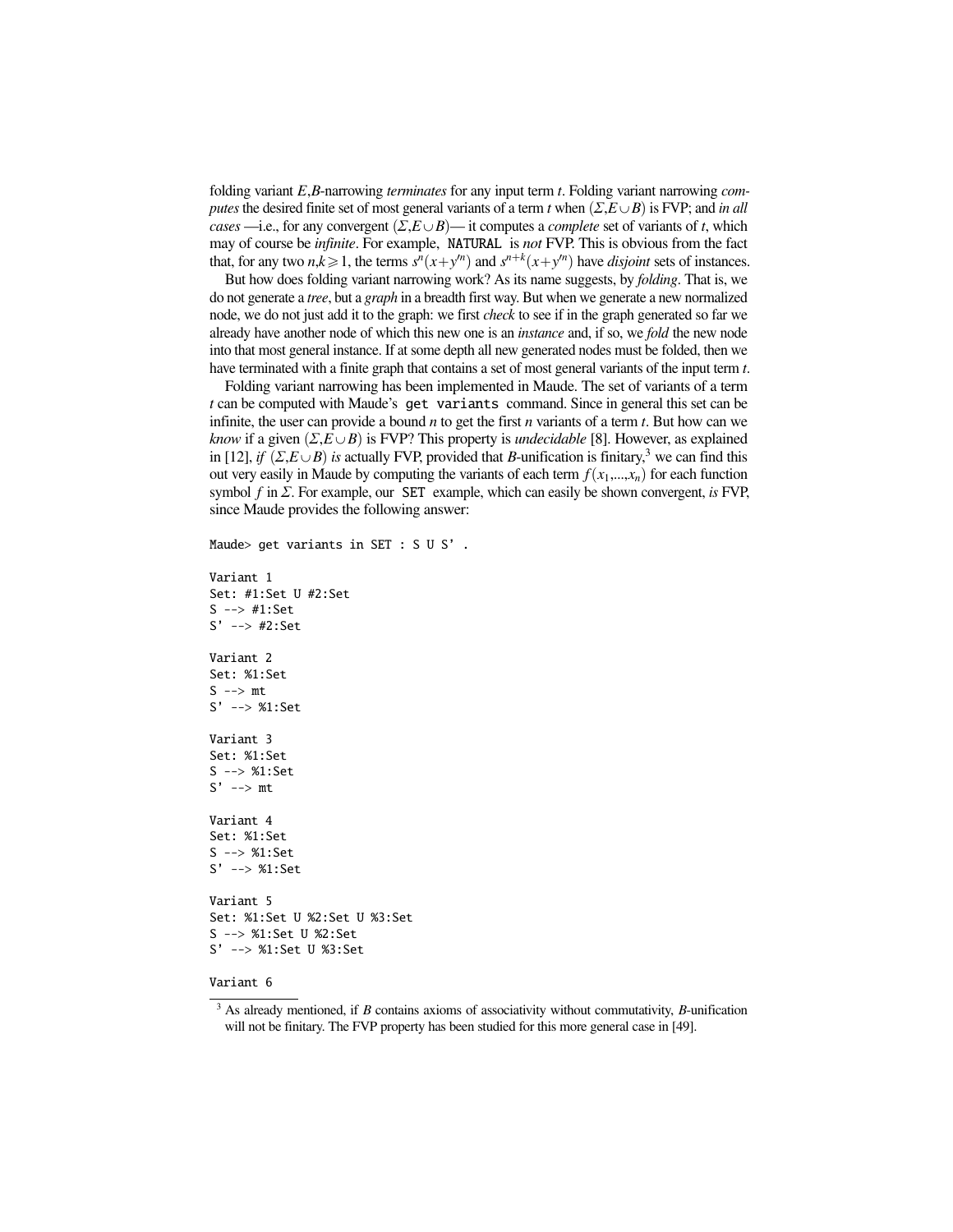folding variant $E$,$B$-narrowing *terminates* for any input term $t$. Folding variant narrowing *computes* the desired finite set of most general variants of a term $t$ when $(\Sigma, E \cup B)$ is FVP; and *in all cases* —i.e., for any convergent $(\Sigma, E \cup B)$— it computes a *complete* set of variants of $t$, which may of course be *infinite*. For example, NATURAL is *not* FVP. This is obvious from the fact that, for any two $n,k \geqslant 1$, the terms $s^n(x+y'^n)$ and $s^{n+k}(x+y'^n)$ have *disjoint* sets of instances.

But how does folding variant narrowing work? As its name suggests, by *folding*. That is, we do not generate a *tree*, but a *graph* in a breadth first way. But when we generate a new normalized node, we do not just add it to the graph: we first *check* to see if in the graph generated so far we already have another node of which this new one is an *instance* and, if so, we *fold* the new node into that most general instance. If at some depth all new generated nodes must be folded, then we have terminated with a finite graph that contains a set of most general variants of the input term $t$.

Folding variant narrowing has been implemented in Maude. The set of variants of a term $t$ can be computed with Maude's `get variants` command. Since in general this set can be infinite, the user can provide a bound $n$ to get the first $n$ variants of a term $t$. But how can we *know* if a given $(\Sigma, E \cup B)$ is FVP? This property is *undecidable* [8]. However, as explained in [12], *if* $(\Sigma, E \cup B)$ *is* actually FVP, provided that $B$-unification is finitary,[3] we can find this out very easily in Maude by computing the variants of each term $f(x_1,...,x_n)$ for each function symbol $f$ in $\Sigma$. For example, our SET example, which can easily be shown convergent, *is* FVP, since Maude provides the following answer:

```
Maude> get variants in SET : S U S' .

Variant 1
Set: #1:Set U #2:Set
S --> #1:Set
S' --> #2:Set

Variant 2
Set: %1:Set
S --> mt
S' --> %1:Set

Variant 3
Set: %1:Set
S --> %1:Set
S' --> mt

Variant 4
Set: %1:Set
S --> %1:Set
S' --> %1:Set

Variant 5
Set: %1:Set U %2:Set U %3:Set
S --> %1:Set U %2:Set
S' --> %1:Set U %3:Set

Variant 6
```

[3] As already mentioned, if $B$ contains axioms of associativity without commutativity, $B$-unification will not be finitary. The FVP property has been studied for this more general case in [49].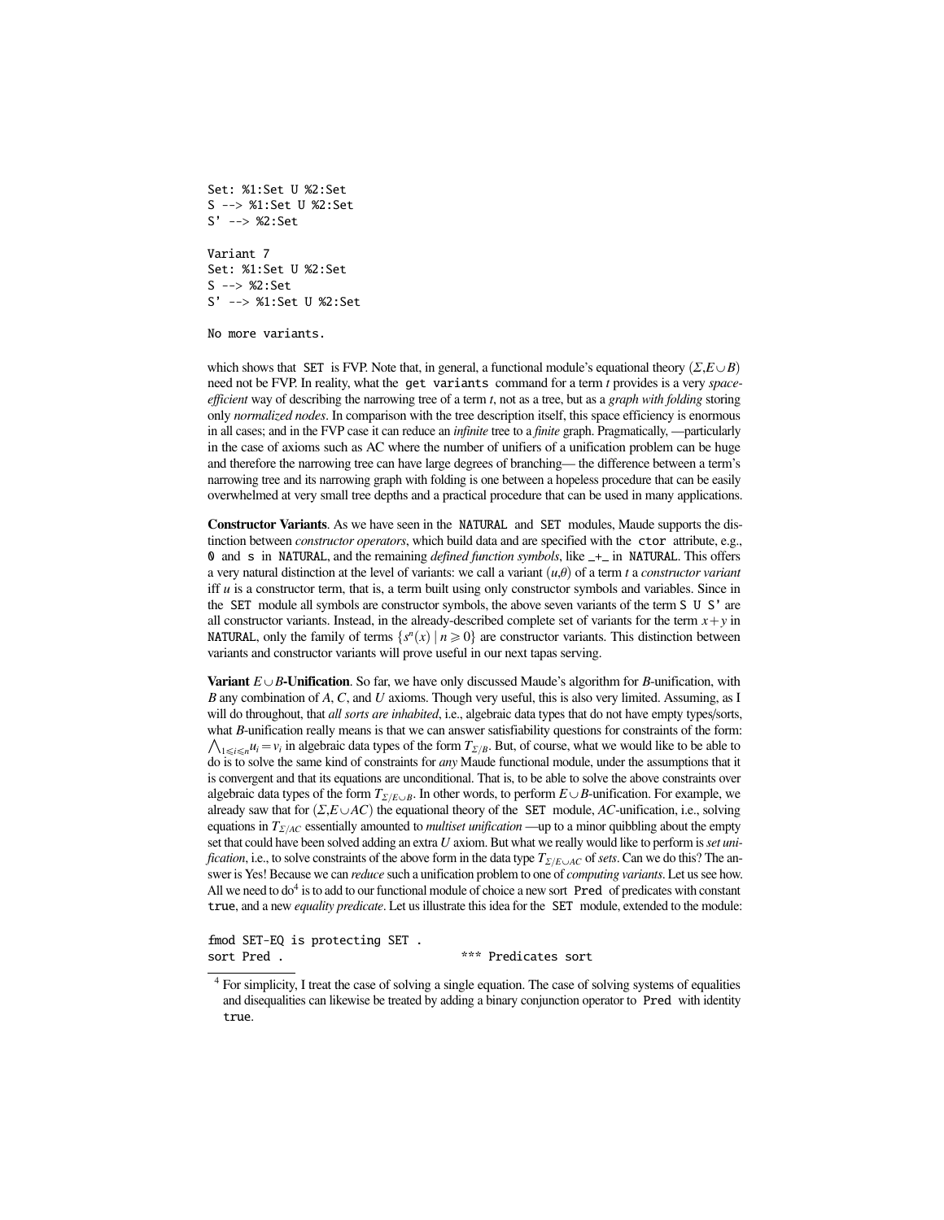```
Set: %1:Set U %2:Set
S --> %1:Set U %2:Set
S' --> %2:Set

Variant 7
Set: %1:Set U %2:Set
S --> %2:Set
S' --> %1:Set U %2:Set

No more variants.
```

which shows that `SET` is FVP. Note that, in general, a functional module's equational theory $(\Sigma, E \cup B)$ need not be FVP. In reality, what the `get variants` command for a term $t$ provides is a very *space-efficient* way of describing the narrowing tree of a term $t$, not as a tree, but as a *graph with folding* storing only *normalized nodes*. In comparison with the tree description itself, this space efficiency is enormous in all cases; and in the FVP case it can reduce an *infinite* tree to a *finite* graph. Pragmatically, —particularly in the case of axioms such as AC where the number of unifiers of a unification problem can be huge and therefore the narrowing tree can have large degrees of branching— the difference between a term's narrowing tree and its narrowing graph with folding is one between a hopeless procedure that can be easily overwhelmed at very small tree depths and a practical procedure that can be used in many applications.

**Constructor Variants**. As we have seen in the `NATURAL` and `SET` modules, Maude supports the distinction between *constructor operators*, which build data and are specified with the `ctor` attribute, e.g., `0` and `s` in `NATURAL`, and the remaining *defined function symbols*, like `_+_` in `NATURAL`. This offers a very natural distinction at the level of variants: we call a variant $(u,\theta)$ of a term $t$ a *constructor variant* iff $u$ is a constructor term, that is, a term built using only constructor symbols and variables. Since in the `SET` module all symbols are constructor symbols, the above seven variants of the term `S U S'` are all constructor variants. Instead, in the already-described complete set of variants for the term $x+y$ in `NATURAL`, only the family of terms $\{s^n(x) \mid n \geqslant 0\}$ are constructor variants. This distinction between variants and constructor variants will prove useful in our next tapas serving.

**Variant $E \cup B$-Unification**. So far, we have only discussed Maude's algorithm for $B$-unification, with $B$ any combination of $A$, $C$, and $U$ axioms. Though very useful, this is also very limited. Assuming, as I will do throughout, that *all sorts are inhabited*, i.e., algebraic data types that do not have empty types/sorts, what $B$-unification really means is that we can answer satisfiability questions for constraints of the form: $\bigwedge_{1 \leqslant i \leqslant n} u_i = v_i$ in algebraic data types of the form $T_{\Sigma/B}$. But, of course, what we would like to be able to do is to solve the same kind of constraints for *any* Maude functional module, under the assumptions that it is convergent and that its equations are unconditional. That is, to be able to solve the above constraints over algebraic data types of the form $T_{\Sigma/E \cup B}$. In other words, to perform $E \cup B$-unification. For example, we already saw that for $(\Sigma, E \cup AC)$ the equational theory of the `SET` module, $AC$-unification, i.e., solving equations in $T_{\Sigma/AC}$ essentially amounted to *multiset unification* —up to a minor quibbling about the empty set that could have been solved adding an extra $U$ axiom. But what we really would like to perform is *set unification*, i.e., to solve constraints of the above form in the data type $T_{\Sigma/E \cup AC}$ of *sets*. Can we do this? The answer is Yes! Because we can *reduce* such a unification problem to one of *computing variants*. Let us see how. All we need to do[4] is to add to our functional module of choice a new sort `Pred` of predicates with constant `true`, and a new *equality predicate*. Let us illustrate this idea for the `SET` module, extended to the module:

```
fmod SET-EQ is protecting SET .
sort Pred .                          *** Predicates sort
```

[4] For simplicity, I treat the case of solving a single equation. The case of solving systems of equalities and disequalities can likewise be treated by adding a binary conjunction operator to `Pred` with identity `true`.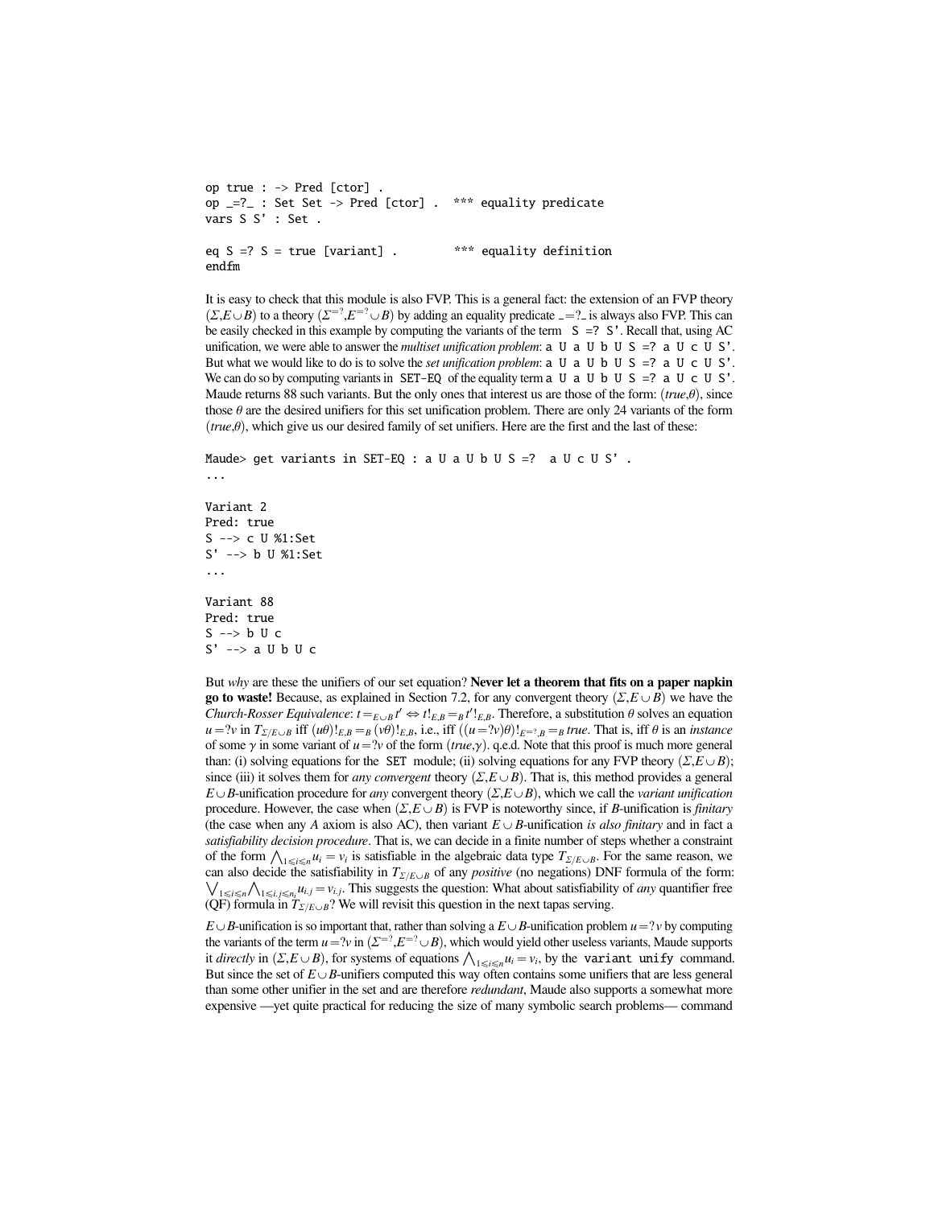```
op true : -> Pred [ctor] .
op _=?_ : Set Set -> Pred [ctor] .  *** equality predicate
vars S S' : Set .

eq S =? S = true [variant] .        *** equality definition
endfm
```

It is easy to check that this module is also FVP. This is a general fact: the extension of an FVP theory $(\Sigma, E \cup B)$ to a theory $(\Sigma^{=?}, E^{=?} \cup B)$ by adding an equality predicate $\_=?\_$ is always also FVP. This can be easily checked in this example by computing the variants of the term `S =? S'`. Recall that, using AC unification, we were able to answer the *multiset unification problem*: `a U a U b U S =? a U c U S'`. But what we would like to do is to solve the *set unification problem*: `a U a U b U S =? a U c U S'`. We can do so by computing variants in `SET-EQ` of the equality term `a U a U b U S =? a U c U S'`. Maude returns 88 such variants. But the only ones that interest us are those of the form: $(true, \theta)$, since those $\theta$ are the desired unifiers for this set unification problem. There are only 24 variants of the form $(true, \theta)$, which give us our desired family of set unifiers. Here are the first and the last of these:

```
Maude> get variants in SET-EQ : a U a U b U S =?  a U c U S' .
...

Variant 2
Pred: true
S --> c U %1:Set
S' --> b U %1:Set
...

Variant 88
Pred: true
S --> b U c
S' --> a U b U c
```

But *why* are these the unifiers of our set equation? **Never let a theorem that fits on a paper napkin go to waste!** Because, as explained in Section 7.2, for any convergent theory $(\Sigma, E \cup B)$ we have the *Church-Rosser Equivalence*: $t =_{E \cup B} t' \Leftrightarrow t!_{E,B} =_B t'!_{E,B}$. Therefore, a substitution $\theta$ solves an equation $u = ?v$ in $T_{\Sigma/E \cup B}$ iff $(u\theta)!_{E,B} =_B (v\theta)!_{E,B}$, i.e., iff $((u = ?v)\theta)!_{E^{=?},B} =_B true$. That is, iff $\theta$ is an *instance* of some $\gamma$ in some variant of $u = ?v$ of the form $(true, \gamma)$. q.e.d. Note that this proof is much more general than: (i) solving equations for the `SET` module; (ii) solving equations for any FVP theory $(\Sigma, E \cup B)$; since (iii) it solves them for *any convergent* theory $(\Sigma, E \cup B)$. That is, this method provides a general $E \cup B$-unification procedure for *any* convergent theory $(\Sigma, E \cup B)$, which we call the *variant unification* procedure. However, the case when $(\Sigma, E \cup B)$ is FVP is noteworthy since, if $B$-unification is *finitary* (the case when any $A$ axiom is also AC), then variant $E \cup B$-unification *is also finitary* and in fact a *satisfiability decision procedure*. That is, we can decide in a finite number of steps whether a constraint of the form $\bigwedge_{1 \leqslant i \leqslant n} u_i = v_i$ is satisfiable in the algebraic data type $T_{\Sigma/E \cup B}$. For the same reason, we can also decide the satisfiability in $T_{\Sigma/E \cup B}$ of any *positive* (no negations) DNF formula of the form: $\bigvee_{1 \leqslant i \leqslant n} \bigwedge_{1 \leqslant i.j \leqslant n_i} u_{i.j} = v_{i.j}$. This suggests the question: What about satisfiability of *any* quantifier free (QF) formula in $T_{\Sigma/E \cup B}$? We will revisit this question in the next tapas serving.

$E \cup B$-unification is so important that, rather than solving a $E \cup B$-unification problem $u = ?v$ by computing the variants of the term $u = ?v$ in $(\Sigma^{=?}, E^{=?} \cup B)$, which would yield other useless variants, Maude supports it *directly* in $(\Sigma, E \cup B)$, for systems of equations $\bigwedge_{1 \leqslant i \leqslant n} u_i = v_i$, by the `variant unify` command. But since the set of $E \cup B$-unifiers computed this way often contains some unifiers that are less general than some other unifier in the set and are therefore *redundant*, Maude also supports a somewhat more expensive —yet quite practical for reducing the size of many symbolic search problems— command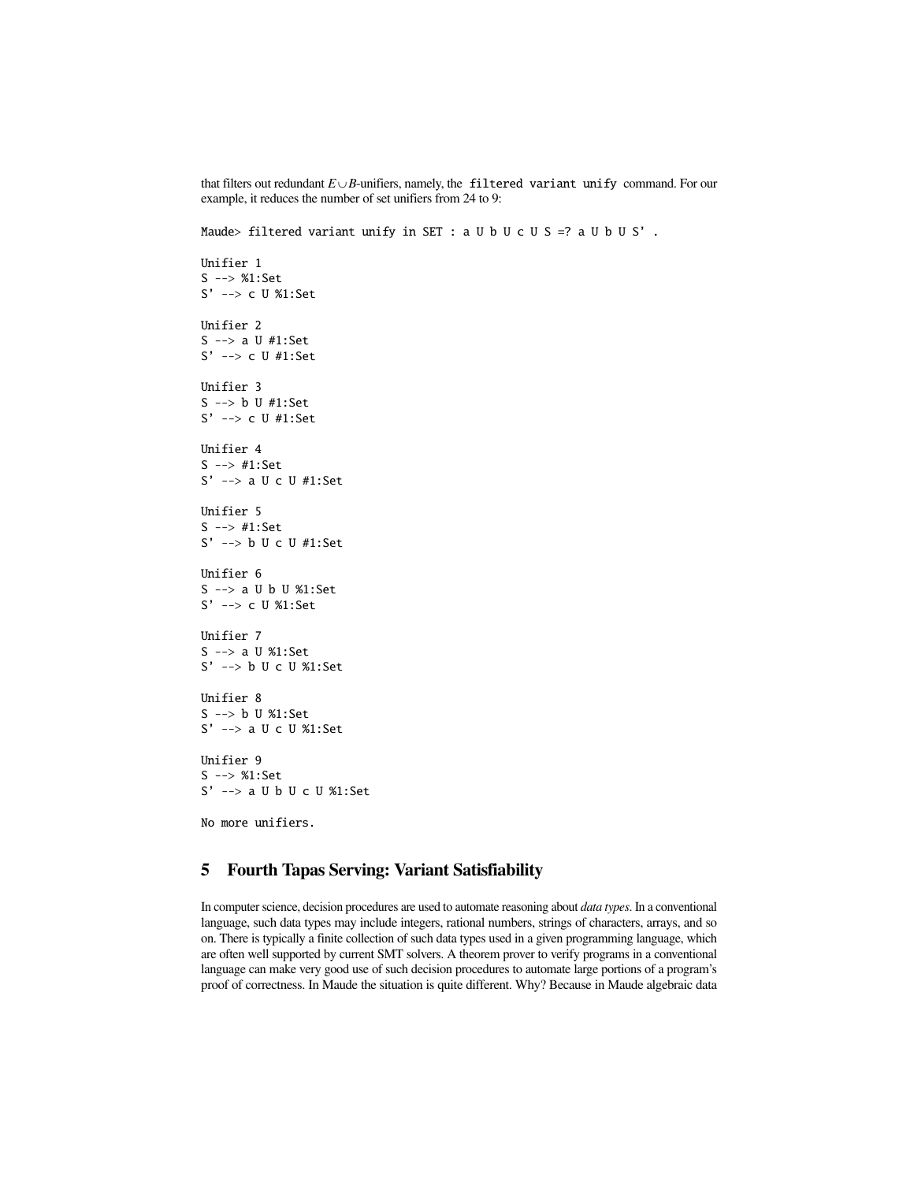that filters out redundant $E \cup B$-unifiers, namely, the `filtered variant unify` command. For our example, it reduces the number of set unifiers from 24 to 9:

```
Maude> filtered variant unify in SET : a U b U c U S =? a U b U S' .

Unifier 1
S --> %1:Set
S' --> c U %1:Set

Unifier 2
S --> a U #1:Set
S' --> c U #1:Set

Unifier 3
S --> b U #1:Set
S' --> c U #1:Set

Unifier 4
S --> #1:Set
S' --> a U c U #1:Set

Unifier 5
S --> #1:Set
S' --> b U c U #1:Set

Unifier 6
S --> a U b U %1:Set
S' --> c U %1:Set

Unifier 7
S --> a U %1:Set
S' --> b U c U %1:Set

Unifier 8
S --> b U %1:Set
S' --> a U c U %1:Set

Unifier 9
S --> %1:Set
S' --> a U b U c U %1:Set

No more unifiers.
```

## 5 Fourth Tapas Serving: Variant Satisfiability

In computer science, decision procedures are used to automate reasoning about *data types*. In a conventional language, such data types may include integers, rational numbers, strings of characters, arrays, and so on. There is typically a finite collection of such data types used in a given programming language, which are often well supported by current SMT solvers. A theorem prover to verify programs in a conventional language can make very good use of such decision procedures to automate large portions of a program's proof of correctness. In Maude the situation is quite different. Why? Because in Maude algebraic data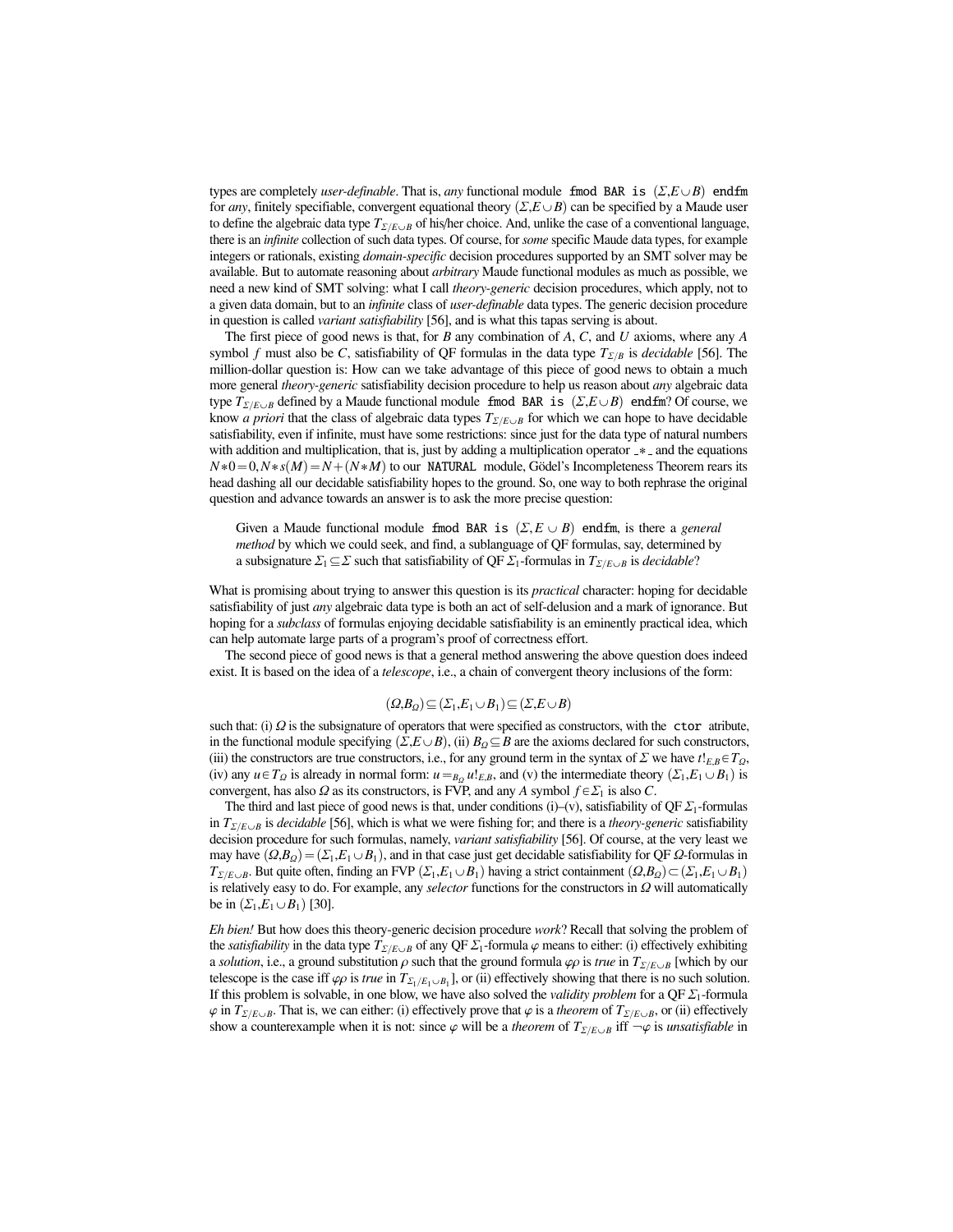types are completely *user-definable*. That is, *any* functional module `fmod BAR is` $(\Sigma, E \cup B)$ `endfm` for *any*, finitely specifiable, convergent equational theory $(\Sigma, E \cup B)$ can be specified by a Maude user to define the algebraic data type $T_{\Sigma/E\cup B}$ of his/her choice. And, unlike the case of a conventional language, there is an *infinite* collection of such data types. Of course, for *some* specific Maude data types, for example integers or rationals, existing *domain-specific* decision procedures supported by an SMT solver may be available. But to automate reasoning about *arbitrary* Maude functional modules as much as possible, we need a new kind of SMT solving: what I call *theory-generic* decision procedures, which apply, not to a given data domain, but to an *infinite* class of *user-definable* data types. The generic decision procedure in question is called *variant satisfiability* [56], and is what this tapas serving is about.

The first piece of good news is that, for $B$ any combination of $A$, $C$, and $U$ axioms, where any $A$ symbol $f$ must also be $C$, satisfiability of QF formulas in the data type $T_{\Sigma/B}$ is *decidable* [56]. The million-dollar question is: How can we take advantage of this piece of good news to obtain a much more general *theory-generic* satisfiability decision procedure to help us reason about *any* algebraic data type $T_{\Sigma/E\cup B}$ defined by a Maude functional module `fmod BAR is` $(\Sigma, E \cup B)$ `endfm`? Of course, we know *a priori* that the class of algebraic data types $T_{\Sigma/E\cup B}$ for which we can hope to have decidable satisfiability, even if infinite, must have some restrictions: since just for the data type of natural numbers with addition and multiplication, that is, just by adding a multiplication operator `_*_` and the equations $N*0 = 0, N*s(M) = N+(N*M)$ to our `NATURAL` module, Gödel's Incompleteness Theorem rears its head dashing all our decidable satisfiability hopes to the ground. So, one way to both rephrase the original question and advance towards an answer is to ask the more precise question:

> Given a Maude functional module `fmod BAR is` $(\Sigma, E \cup B)$ `endfm`, is there a *general method* by which we could seek, and find, a sublanguage of QF formulas, say, determined by a subsignature $\Sigma_1 \subseteq \Sigma$ such that satisfiability of QF $\Sigma_1$-formulas in $T_{\Sigma/E\cup B}$ is *decidable*?

What is promising about trying to answer this question is its *practical* character: hoping for decidable satisfiability of just *any* algebraic data type is both an act of self-delusion and a mark of ignorance. But hoping for a *subclass* of formulas enjoying decidable satisfiability is an eminently practical idea, which can help automate large parts of a program's proof of correctness effort.

The second piece of good news is that a general method answering the above question does indeed exist. It is based on the idea of a *telescope*, i.e., a chain of convergent theory inclusions of the form:

$$(\Omega, B_\Omega) \subseteq (\Sigma_1, E_1 \cup B_1) \subseteq (\Sigma, E \cup B)$$

such that: (i) $\Omega$ is the subsignature of operators that were specified as constructors, with the `ctor` atribute, in the functional module specifying $(\Sigma, E \cup B)$, (ii) $B_\Omega \subseteq B$ are the axioms declared for such constructors, (iii) the constructors are true constructors, i.e., for any ground term in the syntax of $\Sigma$ we have $t!_{E,B} \in T_\Omega$, (iv) any $u \in T_\Omega$ is already in normal form: $u =_{B_\Omega} u!_{E,B}$, and (v) the intermediate theory $(\Sigma_1, E_1 \cup B_1)$ is convergent, has also $\Omega$ as its constructors, is FVP, and any $A$ symbol $f \in \Sigma_1$ is also $C$.

The third and last piece of good news is that, under conditions (i)–(v), satisfiability of QF $\Sigma_1$-formulas in $T_{\Sigma/E\cup B}$ is *decidable* [56], which is what we were fishing for; and there is a *theory-generic* satisfiability decision procedure for such formulas, namely, *variant satisfiability* [56]. Of course, at the very least we may have $(\Omega, B_\Omega) = (\Sigma_1, E_1 \cup B_1)$, and in that case just get decidable satisfiability for QF $\Omega$-formulas in $T_{\Sigma/E\cup B}$. But quite often, finding an FVP $(\Sigma_1, E_1 \cup B_1)$ having a strict containment $(\Omega, B_\Omega) \subset (\Sigma_1, E_1 \cup B_1)$ is relatively easy to do. For example, any *selector* functions for the constructors in $\Omega$ will automatically be in $(\Sigma_1, E_1 \cup B_1)$ [30].

*Eh bien!* But how does this theory-generic decision procedure *work*? Recall that solving the problem of the *satisfiability* in the data type $T_{\Sigma/E\cup B}$ of any QF $\Sigma_1$-formula $\varphi$ means to either: (i) effectively exhibiting a *solution*, i.e., a ground substitution $\rho$ such that the ground formula $\varphi\rho$ is *true* in $T_{\Sigma/E\cup B}$ [which by our telescope is the case iff $\varphi\rho$ is *true* in $T_{\Sigma_1/E_1\cup B_1}$], or (ii) effectively showing that there is no such solution. If this problem is solvable, in one blow, we have also solved the *validity problem* for a QF $\Sigma_1$-formula $\varphi$ in $T_{\Sigma/E\cup B}$. That is, we can either: (i) effectively prove that $\varphi$ is a *theorem* of $T_{\Sigma/E\cup B}$, or (ii) effectively show a counterexample when it is not: since $\varphi$ will be a *theorem* of $T_{\Sigma/E\cup B}$ iff $\neg\varphi$ is *unsatisfiable* in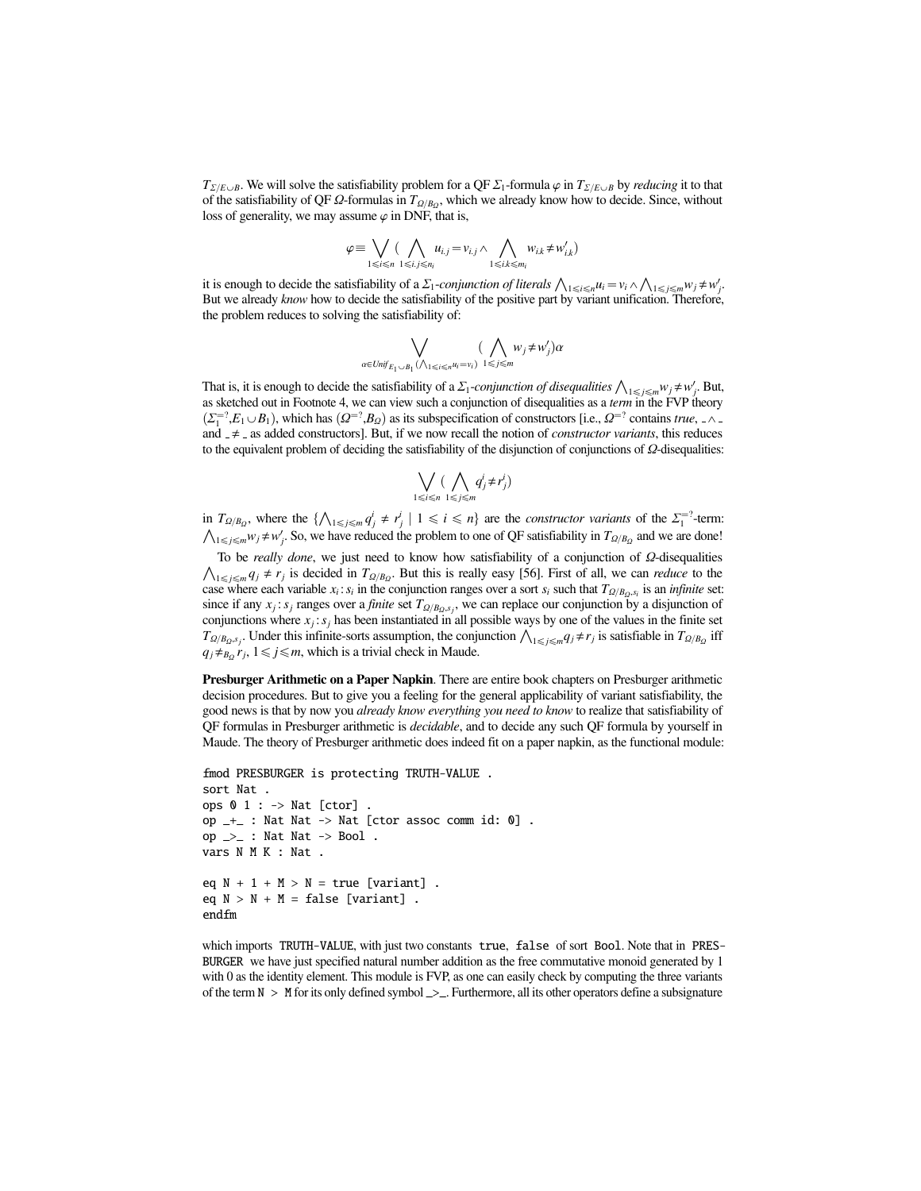$T_{\Sigma/E\cup B}$. We will solve the satisfiability problem for a QF $\Sigma_1$-formula $\varphi$ in $T_{\Sigma/E\cup B}$ by *reducing* it to that of the satisfiability of QF $\Omega$-formulas in $T_{\Omega/B_\Omega}$, which we already know how to decide. Since, without loss of generality, we may assume $\varphi$ in DNF, that is,

$$\varphi \equiv \bigvee_{1\leqslant i\leqslant n} \big( \bigwedge_{1\leqslant i.j\leqslant n_i} u_{i.j} = v_{i.j} \wedge \bigwedge_{1\leqslant i.k\leqslant m_i} w_{i.k} \neq w'_{i.k} \big)$$

it is enough to decide the satisfiability of a $\Sigma_1$-*conjunction of literals* $\bigwedge_{1\leqslant i\leqslant n} u_i = v_i \wedge \bigwedge_{1\leqslant j\leqslant m} w_j \neq w'_j$. But we already *know* how to decide the satisfiability of the positive part by variant unification. Therefore, the problem reduces to solving the satisfiability of:

$$\bigvee_{\alpha\in Unif_{E_1\cup B_1}(\bigwedge_{1\leqslant i\leqslant n} u_i = v_i)} \big( \bigwedge_{1\leqslant j\leqslant m} w_j \neq w'_j \big)\alpha$$

That is, it is enough to decide the satisfiability of a $\Sigma_1$-*conjunction of disequalities* $\bigwedge_{1\leqslant j\leqslant m} w_j \neq w'_j$. But, as sketched out in Footnote 4, we can view such a conjunction of disequalities as a *term* in the FVP theory $(\Sigma_1^{=?}, E_1 \cup B_1)$, which has $(\Omega^{=?}, B_\Omega)$ as its subspecification of constructors [i.e., $\Omega^{=?}$ contains *true*, _ ∧ _ and _ ≠ _ as added constructors]. But, if we now recall the notion of *constructor variants*, this reduces to the equivalent problem of deciding the satisfiability of the disjunction of conjunctions of $\Omega$-disequalities:

$$\bigvee_{1\leqslant i\leqslant n} \big( \bigwedge_{1\leqslant j\leqslant m} q^i_j \neq r^i_j \big)$$

in $T_{\Omega/B_\Omega}$, where the $\{\bigwedge_{1\leqslant j\leqslant m} q^i_j \neq r^i_j \mid 1 \leqslant i \leqslant n\}$ are the *constructor variants* of the $\Sigma_1^{=?}$-term: $\bigwedge_{1\leqslant j\leqslant m} w_j \neq w'_j$. So, we have reduced the problem to one of QF satisfiability in $T_{\Omega/B_\Omega}$ and we are done!

To be *really done*, we just need to know how satisfiability of a conjunction of $\Omega$-disequalities $\bigwedge_{1\leqslant j\leqslant m} q_j \neq r_j$ is decided in $T_{\Omega/B_\Omega}$. But this is really easy [56]. First of all, we can *reduce* to the case where each variable $x_i : s_i$ in the conjunction ranges over a sort $s_i$ such that $T_{\Omega/B_\Omega, s_i}$ is an *infinite* set: since if any $x_j : s_j$ ranges over a *finite* set $T_{\Omega/B_\Omega, s_j}$, we can replace our conjunction by a disjunction of conjunctions where $x_j : s_j$ has been instantiated in all possible ways by one of the values in the finite set $T_{\Omega/B_\Omega, s_j}$. Under this infinite-sorts assumption, the conjunction $\bigwedge_{1\leqslant j\leqslant m} q_j \neq r_j$ is satisfiable in $T_{\Omega/B_\Omega}$ iff $q_j \neq_{B_\Omega} r_j$, $1 \leqslant j \leqslant m$, which is a trivial check in Maude.

**Presburger Arithmetic on a Paper Napkin**. There are entire book chapters on Presburger arithmetic decision procedures. But to give you a feeling for the general applicability of variant satisfiability, the good news is that by now you *already know everything you need to know* to realize that satisfiability of QF formulas in Presburger arithmetic is *decidable*, and to decide any such QF formula by yourself in Maude. The theory of Presburger arithmetic does indeed fit on a paper napkin, as the functional module:

```
fmod PRESBURGER is protecting TRUTH-VALUE .
sort Nat .
ops 0 1 : -> Nat [ctor] .
op _+_ : Nat Nat -> Nat [ctor assoc comm id: 0] .
op _>_ : Nat Nat -> Bool .
vars N M K : Nat .

eq N + 1 + M > N = true [variant] .
eq N > N + M = false [variant] .
endfm
```

which imports `TRUTH-VALUE`, with just two constants `true`, `false` of sort `Bool`. Note that in `PRESBURGER` we have just specified natural number addition as the free commutative monoid generated by 1 with 0 as the identity element. This module is FVP, as one can easily check by computing the three variants of the term `N > M` for its only defined symbol `_>_`. Furthermore, all its other operators define a subsignature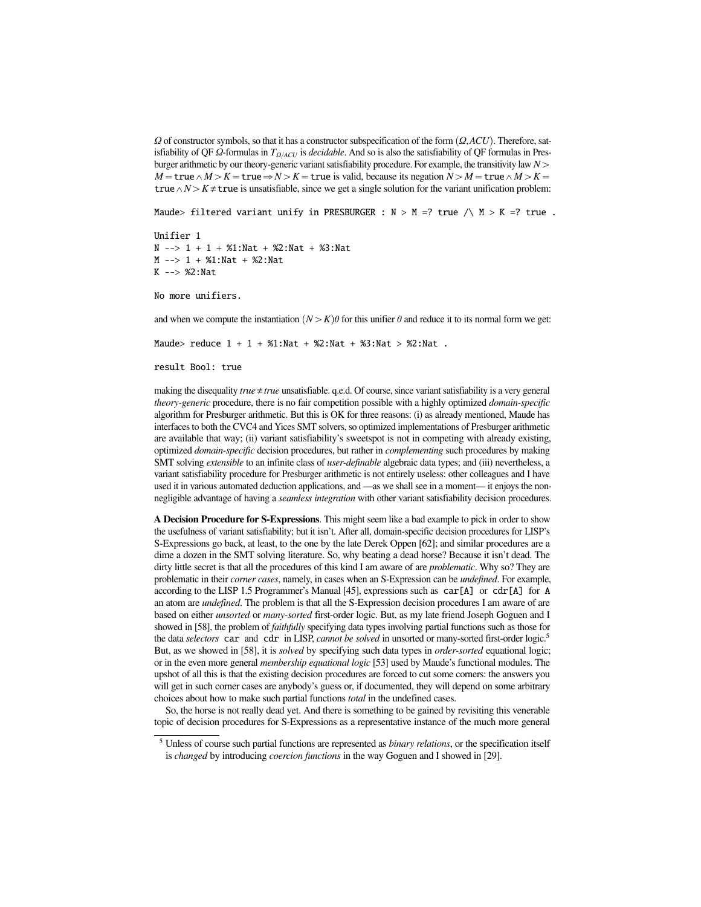$\Omega$ of constructor symbols, so that it has a constructor subspecification of the form $(\Omega, ACU)$. Therefore, satisfiability of QF $\Omega$-formulas in $T_{\Omega/ACU}$ is *decidable*. And so is also the satisfiability of QF formulas in Presburger arithmetic by our theory-generic variant satisfiability procedure. For example, the transitivity law $N > M = \texttt{true} \wedge M > K = \texttt{true} \Rightarrow N > K = \texttt{true}$ is valid, because its negation $N > M = \texttt{true} \wedge M > K = \texttt{true} \wedge N > K \neq \texttt{true}$ is unsatisfiable, since we get a single solution for the variant unification problem:

```
Maude> filtered variant unify in PRESBURGER : N > M =? true /\ M > K =? true .

Unifier 1
N --> 1 + 1 + %1:Nat + %2:Nat + %3:Nat
M --> 1 + %1:Nat + %2:Nat
K --> %2:Nat

No more unifiers.
```

and when we compute the instantiation $(N > K)\theta$ for this unifier $\theta$ and reduce it to its normal form we get:

```
Maude> reduce 1 + 1 + %1:Nat + %2:Nat + %3:Nat > %2:Nat .

result Bool: true
```

making the disequality $true \neq true$ unsatisfiable. q.e.d. Of course, since variant satisfiability is a very general *theory-generic* procedure, there is no fair competition possible with a highly optimized *domain-specific* algorithm for Presburger arithmetic. But this is OK for three reasons: (i) as already mentioned, Maude has interfaces to both the CVC4 and Yices SMT solvers, so optimized implementations of Presburger arithmetic are available that way; (ii) variant satisfiability's sweetspot is not in competing with already existing, optimized *domain-specific* decision procedures, but rather in *complementing* such procedures by making SMT solving *extensible* to an infinite class of *user-definable* algebraic data types; and (iii) nevertheless, a variant satisfiability procedure for Presburger arithmetic is not entirely useless: other colleagues and I have used it in various automated deduction applications, and —as we shall see in a moment— it enjoys the non-negligible advantage of having a *seamless integration* with other variant satisfiability decision procedures.

**A Decision Procedure for S-Expressions**. This might seem like a bad example to pick in order to show the usefulness of variant satisfiability; but it isn't. After all, domain-specific decision procedures for LISP's S-Expressions go back, at least, to the one by the late Derek Oppen [62]; and similar procedures are a dime a dozen in the SMT solving literature. So, why beating a dead horse? Because it isn't dead. The dirty little secret is that all the procedures of this kind I am aware of are *problematic*. Why so? They are problematic in their *corner cases*, namely, in cases when an S-Expression can be *undefined*. For example, according to the LISP 1.5 Programmer's Manual [45], expressions such as `car[A]` or `cdr[A]` for `A` an atom are *undefined*. The problem is that all the S-Expression decision procedures I am aware of are based on either *unsorted* or *many-sorted* first-order logic. But, as my late friend Joseph Goguen and I showed in [58], the problem of *faithfully* specifying data types involving partial functions such as those for the data *selectors* `car` and `cdr` in LISP, *cannot be solved* in unsorted or many-sorted first-order logic.[5] But, as we showed in [58], it is *solved* by specifying such data types in *order-sorted* equational logic; or in the even more general *membership equational logic* [53] used by Maude's functional modules. The upshot of all this is that the existing decision procedures are forced to cut some corners: the answers you will get in such corner cases are anybody's guess or, if documented, they will depend on some arbitrary choices about how to make such partial functions *total* in the undefined cases.

So, the horse is not really dead yet. And there is something to be gained by revisiting this venerable topic of decision procedures for S-Expressions as a representative instance of the much more general

---

[5] Unless of course such partial functions are represented as *binary relations*, or the specification itself is *changed* by introducing *coercion functions* in the way Goguen and I showed in [29].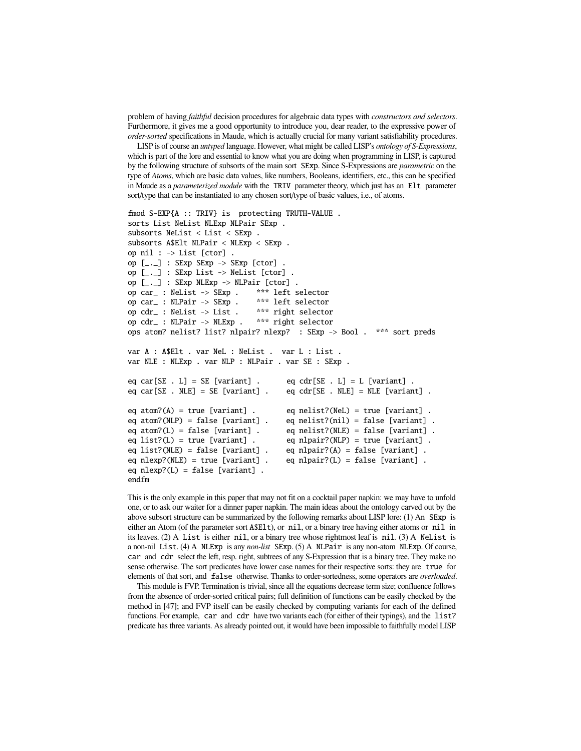problem of having *faithful* decision procedures for algebraic data types with *constructors and selectors*. Furthermore, it gives me a good opportunity to introduce you, dear reader, to the expressive power of *order-sorted* specifications in Maude, which is actually crucial for many variant satisfiability procedures.

LISP is of course an *untyped* language. However, what might be called LISP's *ontology of S-Expressions*, which is part of the lore and essential to know what you are doing when programming in LISP, is captured by the following structure of subsorts of the main sort SExp. Since S-Expressions are *parametric* on the type of *Atoms*, which are basic data values, like numbers, Booleans, identifiers, etc., this can be specified in Maude as a *parameterized module* with the TRIV parameter theory, which just has an Elt parameter sort/type that can be instantiated to any chosen sort/type of basic values, i.e., of atoms.

```
fmod S-EXP{A :: TRIV} is  protecting TRUTH-VALUE .
sorts List NeList NLExp NLPair SExp .
subsorts NeList < List < SExp .
subsorts A$Elt NLPair < NLExp < SExp .
op nil : -> List [ctor] .
op [_._] : SExp SExp -> SExp [ctor] .
op [_._] : SExp List -> NeList [ctor] .
op [_._] : SExp NLExp -> NLPair [ctor] .
op car_ : NeList -> SExp .    *** left selector
op car_ : NLPair -> SExp .    *** left selector
op cdr_ : NeList -> List .    *** right selector
op cdr_ : NLPair -> NLExp .   *** right selector
ops atom? nelist? list? nlpair? nlexp?  : SExp -> Bool .  *** sort preds

var A : A$Elt . var NeL : NeList .  var L : List .
var NLE : NLExp . var NLP : NLPair . var SE : SExp .

eq car[SE . L] = SE [variant] .       eq cdr[SE . L] = L [variant] .
eq car[SE . NLE] = SE [variant] .     eq cdr[SE . NLE] = NLE [variant] .

eq atom?(A) = true [variant] .        eq nelist?(NeL) = true [variant] .
eq atom?(NLP) = false [variant] .     eq nelist?(nil) = false [variant] .
eq atom?(L) = false [variant] .       eq nelist?(NLE) = false [variant] .
eq list?(L) = true [variant] .        eq nlpair?(NLP) = true [variant] .
eq list?(NLE) = false [variant] .     eq nlpair?(A) = false [variant] .
eq nlexp?(NLE) = true [variant] .     eq nlpair?(L) = false [variant] .
eq nlexp?(L) = false [variant] .
endfm
```

This is the only example in this paper that may not fit on a cocktail paper napkin: we may have to unfold one, or to ask our waiter for a dinner paper napkin. The main ideas about the ontology carved out by the above subsort structure can be summarized by the following remarks about LISP lore: (1) An SExp is either an Atom (of the parameter sort A$Elt), or nil, or a binary tree having either atoms or nil in its leaves. (2) A List is either nil, or a binary tree whose rightmost leaf is nil. (3) A NeList is a non-nil List. (4) A NLExp is any *non-list* SExp. (5) A NLPair is any non-atom NLExp. Of course, car and cdr select the left, resp. right, subtrees of any S-Expression that is a binary tree. They make no sense otherwise. The sort predicates have lower case names for their respective sorts: they are true for elements of that sort, and false otherwise. Thanks to order-sortedness, some operators are *overloaded*.

This module is FVP. Termination is trivial, since all the equations decrease term size; confluence follows from the absence of order-sorted critical pairs; full definition of functions can be easily checked by the method in [47]; and FVP itself can be easily checked by computing variants for each of the defined functions. For example, car and cdr have two variants each (for either of their typings), and the list? predicate has three variants. As already pointed out, it would have been impossible to faithfully model LISP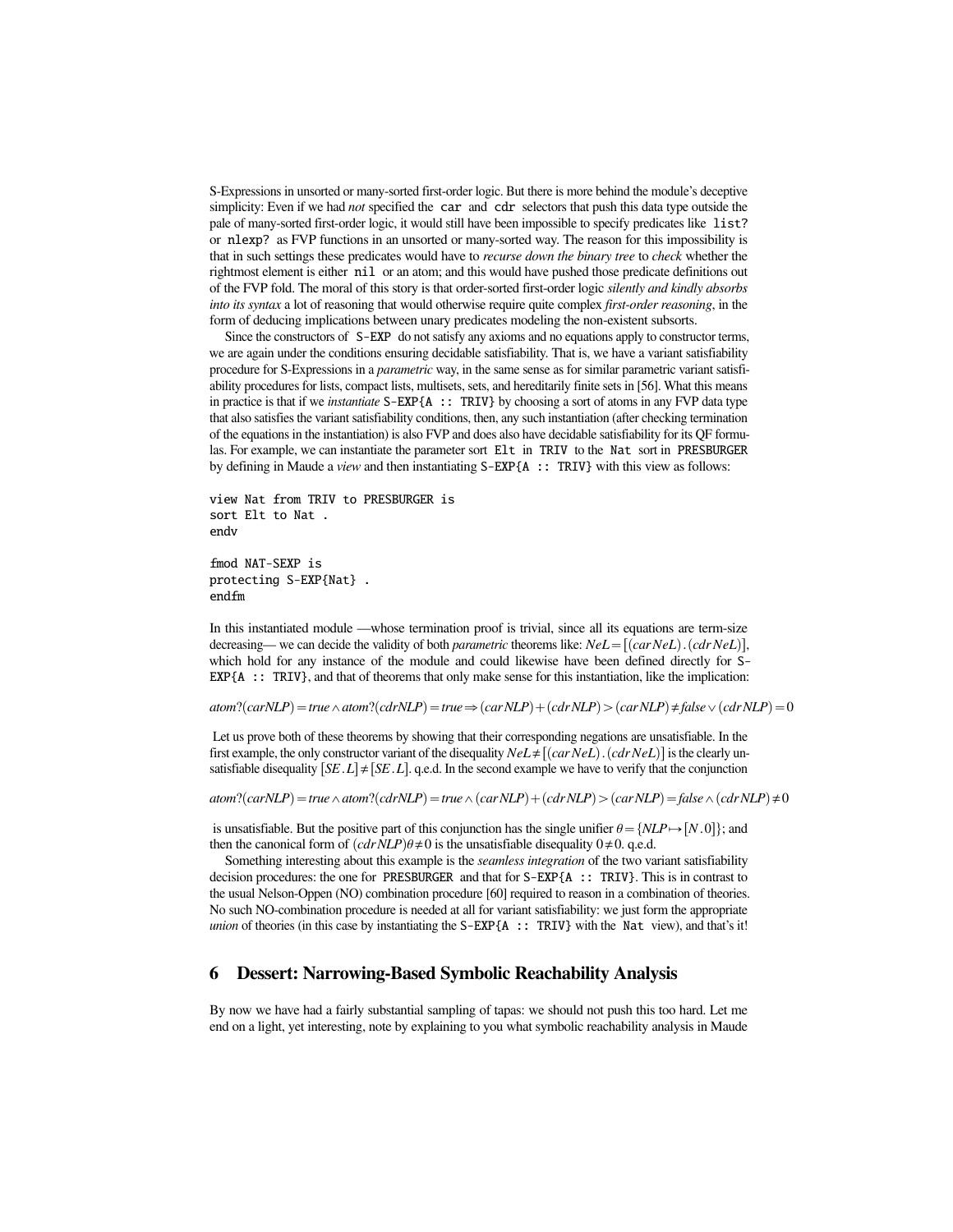S-Expressions in unsorted or many-sorted first-order logic. But there is more behind the module's deceptive simplicity: Even if we had *not* specified the `car` and `cdr` selectors that push this data type outside the pale of many-sorted first-order logic, it would still have been impossible to specify predicates like `list?` or `nlexp?` as FVP functions in an unsorted or many-sorted way. The reason for this impossibility is that in such settings these predicates would have to *recurse down the binary tree* to *check* whether the rightmost element is either `nil` or an atom; and this would have pushed those predicate definitions out of the FVP fold. The moral of this story is that order-sorted first-order logic *silently and kindly absorbs into its syntax* a lot of reasoning that would otherwise require quite complex *first-order reasoning*, in the form of deducing implications between unary predicates modeling the non-existent subsorts.

Since the constructors of `S-EXP` do not satisfy any axioms and no equations apply to constructor terms, we are again under the conditions ensuring decidable satisfiability. That is, we have a variant satisfiability procedure for S-Expressions in a *parametric* way, in the same sense as for similar parametric variant satisfiability procedures for lists, compact lists, multisets, sets, and hereditarily finite sets in [56]. What this means in practice is that if we *instantiate* `S-EXP{A :: TRIV}` by choosing a sort of atoms in any FVP data type that also satisfies the variant satisfiability conditions, then, any such instantiation (after checking termination of the equations in the instantiation) is also FVP and does also have decidable satisfiability for its QF formulas. For example, we can instantiate the parameter sort `Elt` in `TRIV` to the `Nat` sort in `PRESBURGER` by defining in Maude a *view* and then instantiating `S-EXP{A :: TRIV}` with this view as follows:

```
view Nat from TRIV to PRESBURGER is
sort Elt to Nat .
endv

fmod NAT-SEXP is
protecting S-EXP{Nat} .
endfm
```

In this instantiated module —whose termination proof is trivial, since all its equations are term-size decreasing— we can decide the validity of both *parametric* theorems like: $NeL = [(car\, NeL) \,.\, (cdr\, NeL)]$, which hold for any instance of the module and could likewise have been defined directly for `S-EXP{A :: TRIV}`, and that of theorems that only make sense for this instantiation, like the implication:

$$atom?(car NLP) = true \wedge atom?(cdr NLP) = true \Rightarrow (car NLP) + (cdr NLP) > (car NLP) \neq false \vee (cdr NLP) = 0$$

Let us prove both of these theorems by showing that their corresponding negations are unsatisfiable. In the first example, the only constructor variant of the disequality $NeL \neq [(car\, NeL) \,.\, (cdr\, NeL)]$ is the clearly unsatisfiable disequality $[SE \,.\, L] \neq [SE \,.\, L]$. q.e.d. In the second example we have to verify that the conjunction

$$atom?(car NLP) = true \wedge atom?(cdr NLP) = true \wedge (car NLP) + (cdr NLP) > (car NLP) = false \wedge (cdr NLP) \neq 0$$

is unsatisfiable. But the positive part of this conjunction has the single unifier $\theta = \{NLP \mapsto [N \,.\, 0]\}$; and then the canonical form of $(cdr NLP)\theta \neq 0$ is the unsatisfiable disequality $0 \neq 0$. q.e.d.

Something interesting about this example is the *seamless integration* of the two variant satisfiability decision procedures: the one for `PRESBURGER` and that for `S-EXP{A :: TRIV}`. This is in contrast to the usual Nelson-Oppen (NO) combination procedure [60] required to reason in a combination of theories. No such NO-combination procedure is needed at all for variant satisfiability: we just form the appropriate *union* of theories (in this case by instantiating the `S-EXP{A :: TRIV}` with the `Nat` view), and that's it!

# 6 Dessert: Narrowing-Based Symbolic Reachability Analysis

By now we have had a fairly substantial sampling of tapas: we should not push this too hard. Let me end on a light, yet interesting, note by explaining to you what symbolic reachability analysis in Maude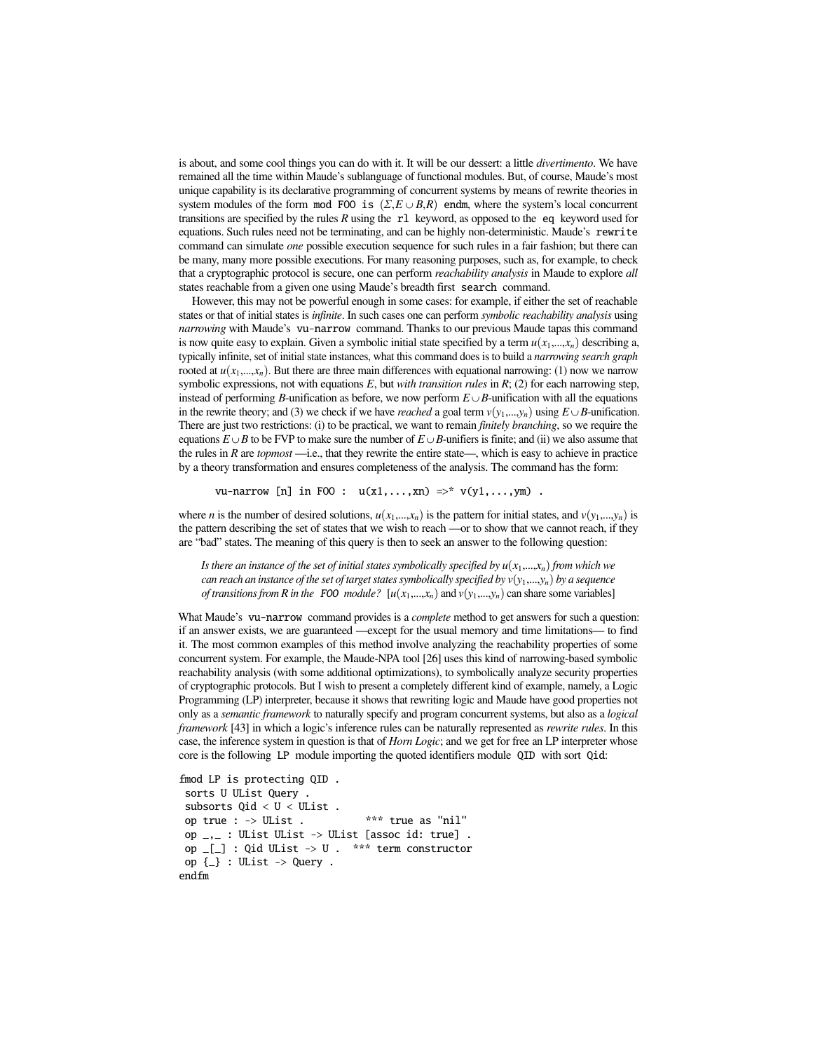is about, and some cool things you can do with it. It will be our dessert: a little *divertimento*. We have remained all the time within Maude's sublanguage of functional modules. But, of course, Maude's most unique capability is its declarative programming of concurrent systems by means of rewrite theories in system modules of the form `mod FOO is` $(\Sigma, E \cup B, R)$ `endm`, where the system's local concurrent transitions are specified by the rules $R$ using the `rl` keyword, as opposed to the `eq` keyword used for equations. Such rules need not be terminating, and can be highly non-deterministic. Maude's `rewrite` command can simulate *one* possible execution sequence for such rules in a fair fashion; but there can be many, many more possible executions. For many reasoning purposes, such as, for example, to check that a cryptographic protocol is secure, one can perform *reachability analysis* in Maude to explore *all* states reachable from a given one using Maude's breadth first `search` command.

However, this may not be powerful enough in some cases: for example, if either the set of reachable states or that of initial states is *infinite*. In such cases one can perform *symbolic reachability analysis* using *narrowing* with Maude's `vu-narrow` command. Thanks to our previous Maude tapas this command is now quite easy to explain. Given a symbolic initial state specified by a term $u(x_1,...,x_n)$ describing a, typically infinite, set of initial state instances, what this command does is to build a *narrowing search graph* rooted at $u(x_1,...,x_n)$. But there are three main differences with equational narrowing: (1) now we narrow symbolic expressions, not with equations $E$, but *with transition rules* in $R$; (2) for each narrowing step, instead of performing $B$-unification as before, we now perform $E \cup B$-unification with all the equations in the rewrite theory; and (3) we check if we have *reached* a goal term $v(y_1,...,y_n)$ using $E \cup B$-unification. There are just two restrictions: (i) to be practical, we want to remain *finitely branching*, so we require the equations $E \cup B$ to be FVP to make sure the number of $E \cup B$-unifiers is finite; and (ii) we also assume that the rules in $R$ are *topmost* —i.e., that they rewrite the entire state—, which is easy to achieve in practice by a theory transformation and ensures completeness of the analysis. The command has the form:

```
vu-narrow [n] in FOO :  u(x1,...,xn) =>* v(y1,...,ym) .
```

where $n$ is the number of desired solutions, $u(x_1,...,x_n)$ is the pattern for initial states, and $v(y_1,...,y_n)$ is the pattern describing the set of states that we wish to reach —or to show that we cannot reach, if they are "bad" states. The meaning of this query is then to seek an answer to the following question:

> *Is there an instance of the set of initial states symbolically specified by $u(x_1,...,x_n)$ from which we can reach an instance of the set of target states symbolically specified by $v(y_1,...,y_n)$ by a sequence of transitions from $R$ in the `FOO` module?* [$u(x_1,...,x_n)$ and $v(y_1,...,y_n)$ can share some variables]

What Maude's `vu-narrow` command provides is a *complete* method to get answers for such a question: if an answer exists, we are guaranteed —except for the usual memory and time limitations— to find it. The most common examples of this method involve analyzing the reachability properties of some concurrent system. For example, the Maude-NPA tool [26] uses this kind of narrowing-based symbolic reachability analysis (with some additional optimizations), to symbolically analyze security properties of cryptographic protocols. But I wish to present a completely different kind of example, namely, a Logic Programming (LP) interpreter, because it shows that rewriting logic and Maude have good properties not only as a *semantic framework* to naturally specify and program concurrent systems, but also as a *logical framework* [43] in which a logic's inference rules can be naturally represented as *rewrite rules*. In this case, the inference system in question is that of *Horn Logic*; and we get for free an LP interpreter whose core is the following `LP` module importing the quoted identifiers module `QID` with sort `Qid`:

```
fmod LP is protecting QID .
 sorts U UList Query .
 subsorts Qid < U < UList .
 op true : -> UList .          *** true as "nil"
 op _,_ : UList UList -> UList [assoc id: true] .
 op _[_] : Qid UList -> U .  *** term constructor
 op {_} : UList -> Query .
endfm
```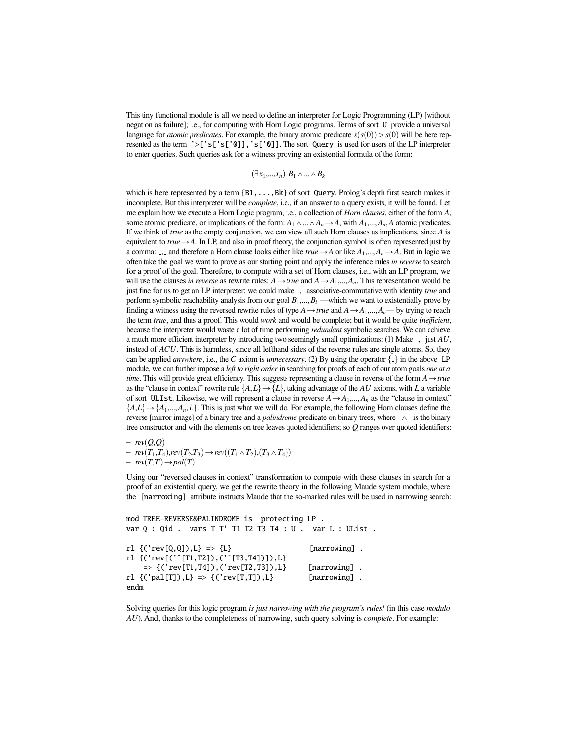This tiny functional module is all we need to define an interpreter for Logic Programming (LP) [without negation as failure]; i.e., for computing with Horn Logic programs. Terms of sort `U` provide a universal language for *atomic predicates*. For example, the binary atomic predicate $s(s(0)) > s(0)$ will be here represented as the term `'>['s['s['0]],'s['0]]`. The sort `Query` is used for users of the LP interpreter to enter queries. Such queries ask for a witness proving an existential formula of the form:

$$(\exists x_1,...,x_n)\ B_1 \wedge ... \wedge B_k$$

which is here represented by a term `{B1,...,Bk}` of sort `Query`. Prolog's depth first search makes it incomplete. But this interpreter will be *complete*, i.e., if an answer to a query exists, it will be found. Let me explain how we execute a Horn Logic program, i.e., a collection of *Horn clauses*, either of the form $A$, some atomic predicate, or implications of the form: $A_1 \wedge ... \wedge A_n \rightarrow A$, with $A_1,...,A_n,A$ atomic predicates. If we think of *true* as the empty conjunction, we can view all such Horn clauses as implications, since $A$ is equivalent to $true \rightarrow A$. In LP, and also in proof theory, the conjunction symbol is often represented just by a comma: _,_ and therefore a Horn clause looks either like $true \rightarrow A$ or like $A_1,...,A_n \rightarrow A$. But in logic we often take the goal we want to prove as our starting point and apply the inference rules *in reverse* to search for a proof of the goal. Therefore, to compute with a set of Horn clauses, i.e., with an LP program, we will use the clauses *in reverse* as rewrite rules: $A \rightarrow true$ and $A \rightarrow A_1,...,A_n$. This representation would be just fine for us to get an LP interpreter: we could make _,_ associative-commutative with identity *true* and perform symbolic reachability analysis from our goal $B_1,...,B_k$ —which we want to existentially prove by finding a witness using the reversed rewrite rules of type $A \rightarrow true$ and $A \rightarrow A_1,...,A_n$— by trying to reach the term *true*, and thus a proof. This would *work* and would be complete; but it would be quite *inefficient*, because the interpreter would waste a lot of time performing *redundant* symbolic searches. We can achieve a much more efficient interpreter by introducing two seemingly small optimizations: (1) Make _,_ just $AU$, instead of $ACU$. This is harmless, since all lefthand sides of the reverse rules are single atoms. So, they can be applied *anywhere*, i.e., the $C$ axiom is *unnecessary*. (2) By using the operator {_} in the above `LP` module, we can further impose a *left to right order* in searching for proofs of each of our atom goals *one at a time*. This will provide great efficiency. This suggests representing a clause in reverse of the form $A \rightarrow true$ as the "clause in context" rewrite rule $\{A,L\} \rightarrow \{L\}$, taking advantage of the $AU$ axioms, with $L$ a variable of sort `UList`. Likewise, we will represent a clause in reverse $A \rightarrow A_1,...,A_n$ as the "clause in context" $\{A,L\} \rightarrow \{A_1,...,A_n,L\}$. This is just what we will do. For example, the following Horn clauses define the reverse [mirror image] of a binary tree and a *palindrome* predicate on binary trees, where $\_\wedge\_$ is the binary tree constructor and with the elements on tree leaves quoted identifiers; so $Q$ ranges over quoted identifiers:

- $rev(Q,Q)$
- $rev(T_1,T_4),rev(T_2,T_3) \rightarrow rev((T_1 \wedge T_2),(T_3 \wedge T_4))$
- $rev(T,T) \rightarrow pal(T)$

Using our "reversed clauses in context" transformation to compute with these clauses in search for a proof of an existential query, we get the rewrite theory in the following Maude system module, where the `[narrowing]` attribute instructs Maude that the so-marked rules will be used in narrowing search:

```
mod TREE-REVERSE&PALINDROME is  protecting LP .
var Q : Qid .  vars T T' T1 T2 T3 T4 : U .  var L : UList .

rl {('rev[Q,Q]),L} => {L}                    [narrowing] .
rl {('rev[('^[T1,T2]),('^[T3,T4])]),L}
   => {('rev[T1,T4]),('rev[T2,T3]),L}        [narrowing] .
rl {('pal[T]),L} => {('rev[T,T]),L}          [narrowing] .
endm
```

Solving queries for this logic program *is just narrowing with the program's rules!* (in this case *modulo* $AU$). And, thanks to the completeness of narrowing, such query solving is *complete*. For example: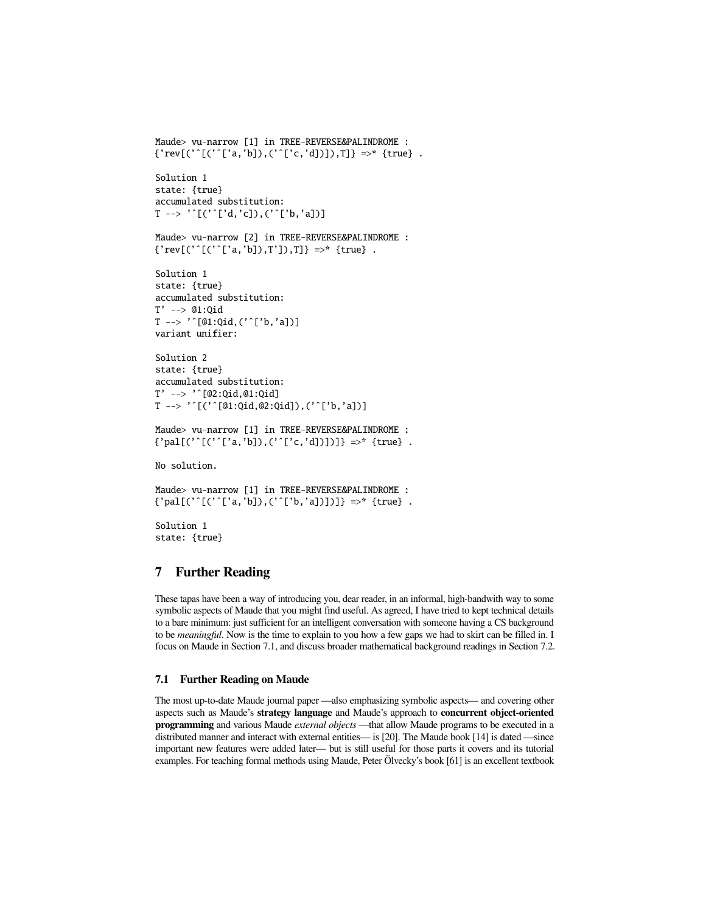```
Maude> vu-narrow [1] in TREE-REVERSE&PALINDROME :
{'rev[('^[('^['a,'b]),('^['c,'d])]),T]} =>* {true} .

Solution 1
state: {true}
accumulated substitution:
T --> '^[('^['d,'c]),('^['b,'a])]

Maude> vu-narrow [2] in TREE-REVERSE&PALINDROME :
{'rev[('^[('^['a,'b]),T']),T]} =>* {true} .

Solution 1
state: {true}
accumulated substitution:
T' --> @1:Qid
T --> '^[@1:Qid,('^['b,'a])]
variant unifier:

Solution 2
state: {true}
accumulated substitution:
T' --> '^[@2:Qid,@1:Qid]
T --> '^[('^[@1:Qid,@2:Qid]),('^['b,'a])]

Maude> vu-narrow [1] in TREE-REVERSE&PALINDROME :
{'pal[('^[('^['a,'b]),('^['c,'d])])]} =>* {true} .

No solution.

Maude> vu-narrow [1] in TREE-REVERSE&PALINDROME :
{'pal[('^[('^['a,'b]),('^['b,'a])])]} =>* {true} .

Solution 1
state: {true}
```

# 7 Further Reading

These tapas have been a way of introducing you, dear reader, in an informal, high-bandwith way to some symbolic aspects of Maude that you might find useful. As agreed, I have tried to kept technical details to a bare minimum: just sufficient for an intelligent conversation with someone having a CS background to be *meaningful*. Now is the time to explain to you how a few gaps we had to skirt can be filled in. I focus on Maude in Section 7.1, and discuss broader mathematical background readings in Section 7.2.

## 7.1 Further Reading on Maude

The most up-to-date Maude journal paper —also emphasizing symbolic aspects— and covering other aspects such as Maude's **strategy language** and Maude's approach to **concurrent object-oriented programming** and various Maude *external objects* —that allow Maude programs to be executed in a distributed manner and interact with external entities— is [20]. The Maude book [14] is dated —since important new features were added later— but is still useful for those parts it covers and its tutorial examples. For teaching formal methods using Maude, Peter Ölvecky's book [61] is an excellent textbook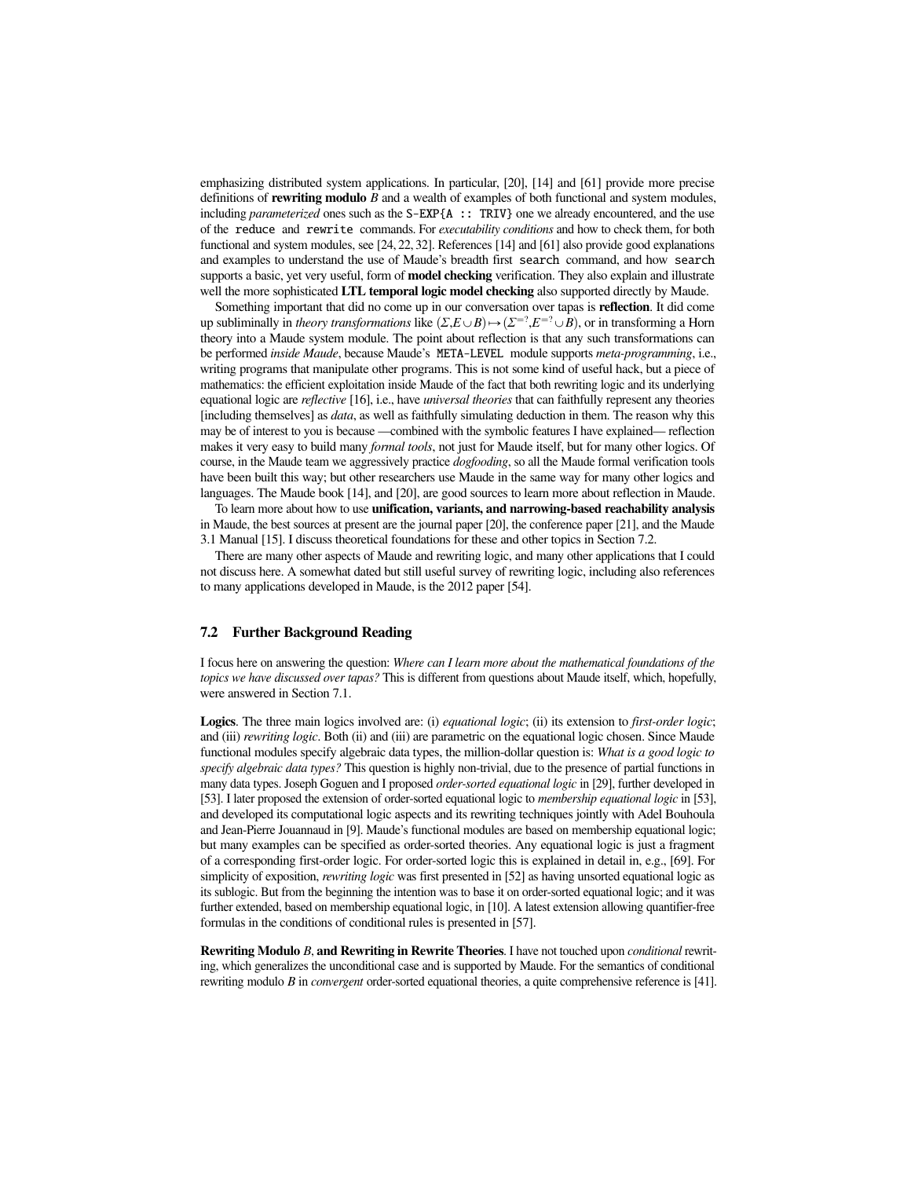emphasizing distributed system applications. In particular, [20], [14] and [61] provide more precise definitions of **rewriting modulo** $B$ and a wealth of examples of both functional and system modules, including *parameterized* ones such as the `S-EXP{A :: TRIV}` one we already encountered, and the use of the `reduce` and `rewrite` commands. For *executability conditions* and how to check them, for both functional and system modules, see [24, 22, 32]. References [14] and [61] also provide good explanations and examples to understand the use of Maude's breadth first `search` command, and how `search` supports a basic, yet very useful, form of **model checking** verification. They also explain and illustrate well the more sophisticated **LTL temporal logic model checking** also supported directly by Maude.

Something important that did no come up in our conversation over tapas is **reflection**. It did come up subliminally in *theory transformations* like $(\Sigma, E \cup B) \mapsto (\Sigma^{=?}, E^{=?} \cup B)$, or in transforming a Horn theory into a Maude system module. The point about reflection is that any such transformations can be performed *inside Maude*, because Maude's `META-LEVEL` module supports *meta-programming*, i.e., writing programs that manipulate other programs. This is not some kind of useful hack, but a piece of mathematics: the efficient exploitation inside Maude of the fact that both rewriting logic and its underlying equational logic are *reflective* [16], i.e., have *universal theories* that can faithfully represent any theories [including themselves] as *data*, as well as faithfully simulating deduction in them. The reason why this may be of interest to you is because —combined with the symbolic features I have explained— reflection makes it very easy to build many *formal tools*, not just for Maude itself, but for many other logics. Of course, in the Maude team we aggressively practice *dogfooding*, so all the Maude formal verification tools have been built this way; but other researchers use Maude in the same way for many other logics and languages. The Maude book [14], and [20], are good sources to learn more about reflection in Maude.

To learn more about how to use **unification, variants, and narrowing-based reachability analysis** in Maude, the best sources at present are the journal paper [20], the conference paper [21], and the Maude 3.1 Manual [15]. I discuss theoretical foundations for these and other topics in Section 7.2.

There are many other aspects of Maude and rewriting logic, and many other applications that I could not discuss here. A somewhat dated but still useful survey of rewriting logic, including also references to many applications developed in Maude, is the 2012 paper [54].

### 7.2 Further Background Reading

I focus here on answering the question: *Where can I learn more about the mathematical foundations of the topics we have discussed over tapas?* This is different from questions about Maude itself, which, hopefully, were answered in Section 7.1.

**Logics**. The three main logics involved are: (i) *equational logic*; (ii) its extension to *first-order logic*; and (iii) *rewriting logic*. Both (ii) and (iii) are parametric on the equational logic chosen. Since Maude functional modules specify algebraic data types, the million-dollar question is: *What is a good logic to specify algebraic data types?* This question is highly non-trivial, due to the presence of partial functions in many data types. Joseph Goguen and I proposed *order-sorted equational logic* in [29], further developed in [53]. I later proposed the extension of order-sorted equational logic to *membership equational logic* in [53], and developed its computational logic aspects and its rewriting techniques jointly with Adel Bouhoula and Jean-Pierre Jouannaud in [9]. Maude's functional modules are based on membership equational logic; but many examples can be specified as order-sorted theories. Any equational logic is just a fragment of a corresponding first-order logic. For order-sorted logic this is explained in detail in, e.g., [69]. For simplicity of exposition, *rewriting logic* was first presented in [52] as having unsorted equational logic as its sublogic. But from the beginning the intention was to base it on order-sorted equational logic; and it was further extended, based on membership equational logic, in [10]. A latest extension allowing quantifier-free formulas in the conditions of conditional rules is presented in [57].

**Rewriting Modulo** $B$**, and Rewriting in Rewrite Theories**. I have not touched upon *conditional* rewriting, which generalizes the unconditional case and is supported by Maude. For the semantics of conditional rewriting modulo $B$ in *convergent* order-sorted equational theories, a quite comprehensive reference is [41].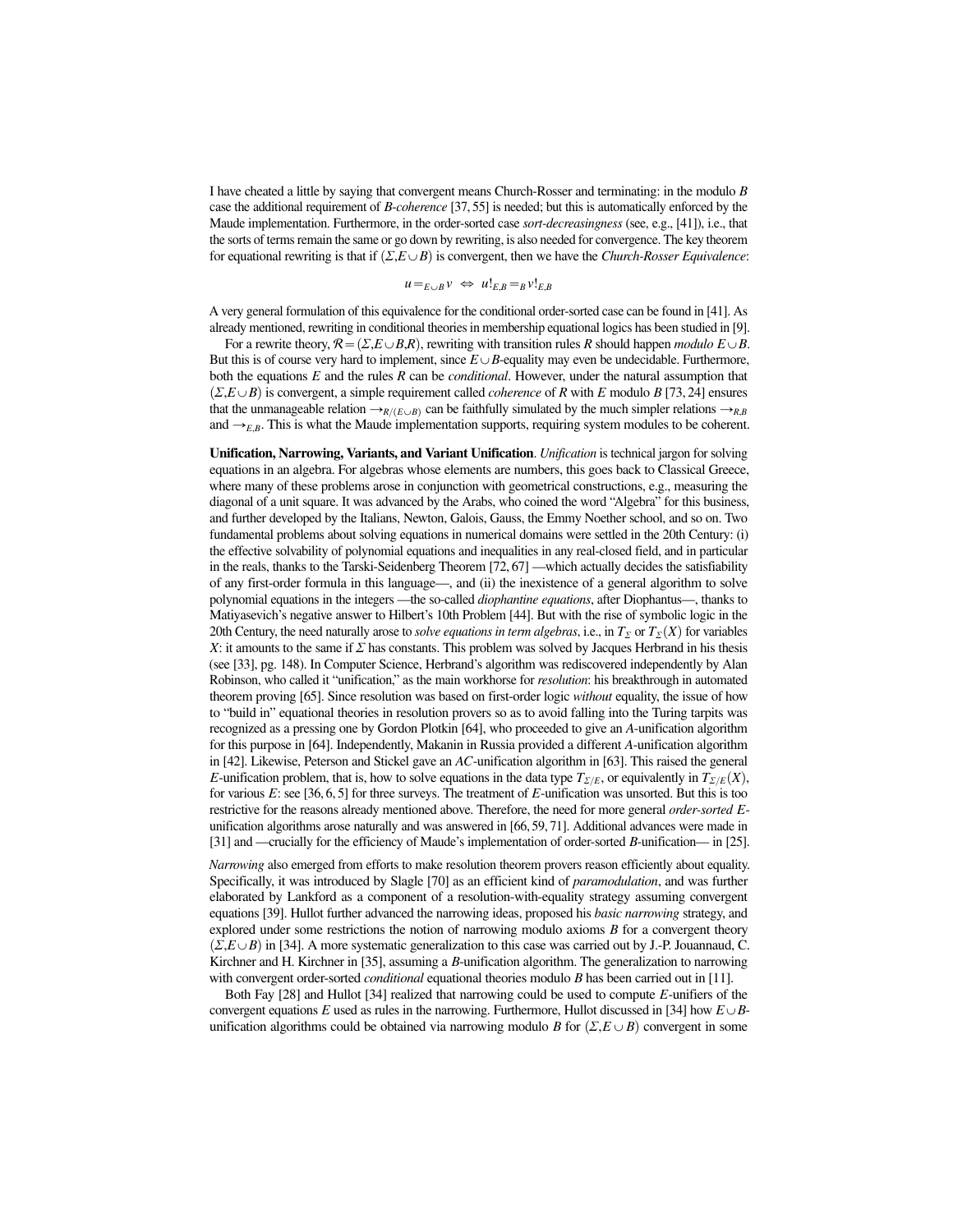I have cheated a little by saying that convergent means Church-Rosser and terminating: in the modulo $B$ case the additional requirement of *B-coherence* [37, 55] is needed; but this is automatically enforced by the Maude implementation. Furthermore, in the order-sorted case *sort-decreasingness* (see, e.g., [41]), i.e., that the sorts of terms remain the same or go down by rewriting, is also needed for convergence. The key theorem for equational rewriting is that if $(\Sigma, E \cup B)$ is convergent, then we have the *Church-Rosser Equivalence*:

$$u =_{E\cup B} v \;\Leftrightarrow\; u!_{E,B} =_B v!_{E,B}$$

A very general formulation of this equivalence for the conditional order-sorted case can be found in [41]. As already mentioned, rewriting in conditional theories in membership equational logics has been studied in [9].

For a rewrite theory, $\mathcal{R} = (\Sigma, E \cup B, R)$, rewriting with transition rules $R$ should happen *modulo* $E \cup B$. But this is of course very hard to implement, since $E \cup B$-equality may even be undecidable. Furthermore, both the equations $E$ and the rules $R$ can be *conditional*. However, under the natural assumption that $(\Sigma, E \cup B)$ is convergent, a simple requirement called *coherence* of $R$ with $E$ modulo $B$ [73, 24] ensures that the unmanageable relation $\rightarrow_{R/(E\cup B)}$ can be faithfully simulated by the much simpler relations $\rightarrow_{R,B}$ and $\rightarrow_{E,B}$. This is what the Maude implementation supports, requiring system modules to be coherent.

**Unification, Narrowing, Variants, and Variant Unification**. *Unification* is technical jargon for solving equations in an algebra. For algebras whose elements are numbers, this goes back to Classical Greece, where many of these problems arose in conjunction with geometrical constructions, e.g., measuring the diagonal of a unit square. It was advanced by the Arabs, who coined the word "Algebra" for this business, and further developed by the Italians, Newton, Galois, Gauss, the Emmy Noether school, and so on. Two fundamental problems about solving equations in numerical domains were settled in the 20th Century: (i) the effective solvability of polynomial equations and inequalities in any real-closed field, and in particular in the reals, thanks to the Tarski-Seidenberg Theorem [72, 67] —which actually decides the satisfiability of any first-order formula in this language—, and (ii) the inexistence of a general algorithm to solve polynomial equations in the integers —the so-called *diophantine equations*, after Diophantus—, thanks to Matiyasevich's negative answer to Hilbert's 10th Problem [44]. But with the rise of symbolic logic in the 20th Century, the need naturally arose to *solve equations in term algebras*, i.e., in $T_\Sigma$ or $T_\Sigma(X)$ for variables $X$: it amounts to the same if $\Sigma$ has constants. This problem was solved by Jacques Herbrand in his thesis (see [33], pg. 148). In Computer Science, Herbrand's algorithm was rediscovered independently by Alan Robinson, who called it "unification," as the main workhorse for *resolution*: his breakthrough in automated theorem proving [65]. Since resolution was based on first-order logic *without* equality, the issue of how to "build in" equational theories in resolution provers so as to avoid falling into the Turing tarpits was recognized as a pressing one by Gordon Plotkin [64], who proceeded to give an $A$-unification algorithm for this purpose in [64]. Independently, Makanin in Russia provided a different $A$-unification algorithm in [42]. Likewise, Peterson and Stickel gave an $AC$-unification algorithm in [63]. This raised the general $E$-unification problem, that is, how to solve equations in the data type $T_{\Sigma/E}$, or equivalently in $T_{\Sigma/E}(X)$, for various $E$: see [36, 6, 5] for three surveys. The treatment of $E$-unification was unsorted. But this is too restrictive for the reasons already mentioned above. Therefore, the need for more general *order-sorted* $E$-unification algorithms arose naturally and was answered in [66, 59, 71]. Additional advances were made in [31] and —crucially for the efficiency of Maude's implementation of order-sorted $B$-unification— in [25].

*Narrowing* also emerged from efforts to make resolution theorem provers reason efficiently about equality. Specifically, it was introduced by Slagle [70] as an efficient kind of *paramodulation*, and was further elaborated by Lankford as a component of a resolution-with-equality strategy assuming convergent equations [39]. Hullot further advanced the narrowing ideas, proposed his *basic narrowing* strategy, and explored under some restrictions the notion of narrowing modulo axioms $B$ for a convergent theory $(\Sigma, E \cup B)$ in [34]. A more systematic generalization to this case was carried out by J.-P. Jouannaud, C. Kirchner and H. Kirchner in [35], assuming a $B$-unification algorithm. The generalization to narrowing with convergent order-sorted *conditional* equational theories modulo $B$ has been carried out in [11].

Both Fay [28] and Hullot [34] realized that narrowing could be used to compute $E$-unifiers of the convergent equations $E$ used as rules in the narrowing. Furthermore, Hullot discussed in [34] how $E \cup B$-unification algorithms could be obtained via narrowing modulo $B$ for $(\Sigma, E \cup B)$ convergent in some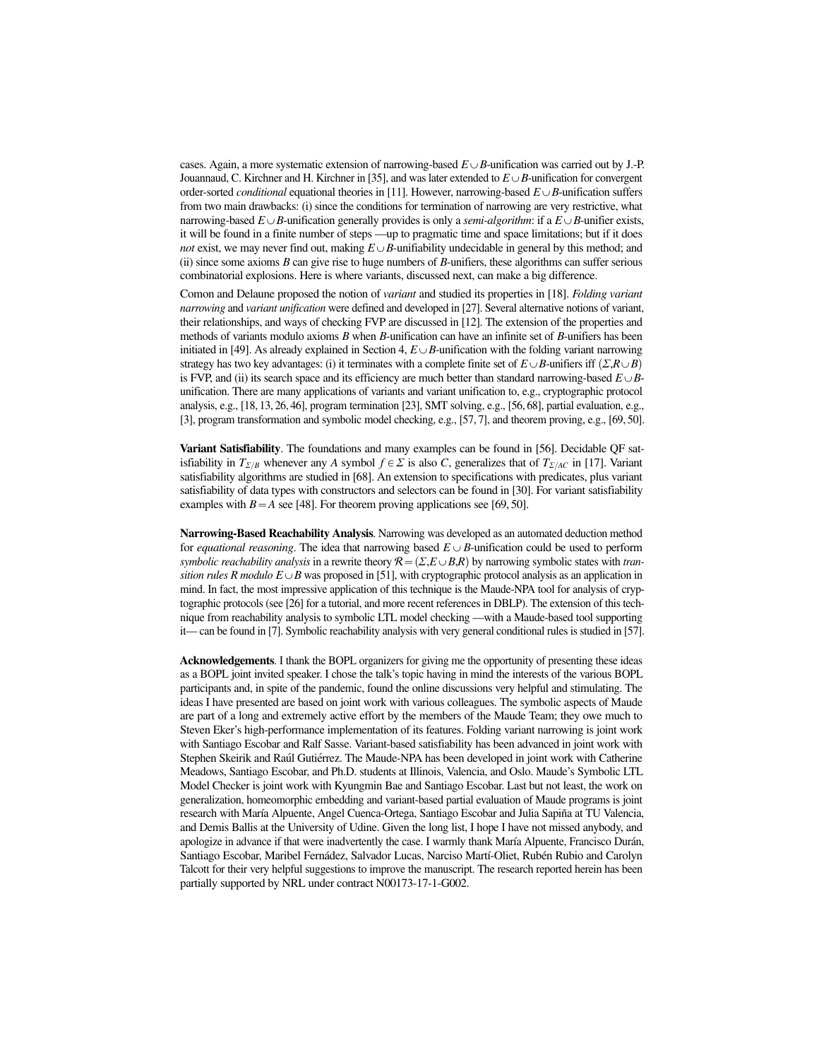cases. Again, a more systematic extension of narrowing-based $E \cup B$-unification was carried out by J.-P. Jouannaud, C. Kirchner and H. Kirchner in [35], and was later extended to $E \cup B$-unification for convergent order-sorted *conditional* equational theories in [11]. However, narrowing-based $E \cup B$-unification suffers from two main drawbacks: (i) since the conditions for termination of narrowing are very restrictive, what narrowing-based $E \cup B$-unification generally provides is only a *semi-algorithm*: if a $E \cup B$-unifier exists, it will be found in a finite number of steps —up to pragmatic time and space limitations; but if it does *not* exist, we may never find out, making $E \cup B$-unifiability undecidable in general by this method; and (ii) since some axioms $B$ can give rise to huge numbers of $B$-unifiers, these algorithms can suffer serious combinatorial explosions. Here is where variants, discussed next, can make a big difference.

Comon and Delaune proposed the notion of *variant* and studied its properties in [18]. *Folding variant narrowing* and *variant unification* were defined and developed in [27]. Several alternative notions of variant, their relationships, and ways of checking FVP are discussed in [12]. The extension of the properties and methods of variants modulo axioms $B$ when $B$-unification can have an infinite set of $B$-unifiers has been initiated in [49]. As already explained in Section 4, $E \cup B$-unification with the folding variant narrowing strategy has two key advantages: (i) it terminates with a complete finite set of $E \cup B$-unifiers iff $(\Sigma, R \cup B)$ is FVP, and (ii) its search space and its efficiency are much better than standard narrowing-based $E \cup B$-unification. There are many applications of variants and variant unification to, e.g., cryptographic protocol analysis, e.g., [18, 13, 26, 46], program termination [23], SMT solving, e.g., [56, 68], partial evaluation, e.g., [3], program transformation and symbolic model checking, e.g., [57, 7], and theorem proving, e.g., [69, 50].

**Variant Satisfiability**. The foundations and many examples can be found in [56]. Decidable QF satisfiability in $T_{\Sigma/B}$ whenever any $A$ symbol $f \in \Sigma$ is also $C$, generalizes that of $T_{\Sigma/AC}$ in [17]. Variant satisfiability algorithms are studied in [68]. An extension to specifications with predicates, plus variant satisfiability of data types with constructors and selectors can be found in [30]. For variant satisfiability examples with $B = A$ see [48]. For theorem proving applications see [69, 50].

**Narrowing-Based Reachability Analysis**. Narrowing was developed as an automated deduction method for *equational reasoning*. The idea that narrowing based $E \cup B$-unification could be used to perform *symbolic reachability analysis* in a rewrite theory $\mathcal{R} = (\Sigma, E \cup B, R)$ by narrowing symbolic states with *transition rules R modulo $E \cup B$* was proposed in [51], with cryptographic protocol analysis as an application in mind. In fact, the most impressive application of this technique is the Maude-NPA tool for analysis of cryptographic protocols (see [26] for a tutorial, and more recent references in DBLP). The extension of this technique from reachability analysis to symbolic LTL model checking —with a Maude-based tool supporting it— can be found in [7]. Symbolic reachability analysis with very general conditional rules is studied in [57].

**Acknowledgements**. I thank the BOPL organizers for giving me the opportunity of presenting these ideas as a BOPL joint invited speaker. I chose the talk's topic having in mind the interests of the various BOPL participants and, in spite of the pandemic, found the online discussions very helpful and stimulating. The ideas I have presented are based on joint work with various colleagues. The symbolic aspects of Maude are part of a long and extremely active effort by the members of the Maude Team; they owe much to Steven Eker's high-performance implementation of its features. Folding variant narrowing is joint work with Santiago Escobar and Ralf Sasse. Variant-based satisfiability has been advanced in joint work with Stephen Skeirik and Raúl Gutiérrez. The Maude-NPA has been developed in joint work with Catherine Meadows, Santiago Escobar, and Ph.D. students at Illinois, Valencia, and Oslo. Maude's Symbolic LTL Model Checker is joint work with Kyungmin Bae and Santiago Escobar. Last but not least, the work on generalization, homeomorphic embedding and variant-based partial evaluation of Maude programs is joint research with María Alpuente, Angel Cuenca-Ortega, Santiago Escobar and Julia Sapiña at TU Valencia, and Demis Ballis at the University of Udine. Given the long list, I hope I have not missed anybody, and apologize in advance if that were inadvertently the case. I warmly thank María Alpuente, Francisco Durán, Santiago Escobar, Maribel Fernádez, Salvador Lucas, Narciso Martí-Oliet, Rubén Rubio and Carolyn Talcott for their very helpful suggestions to improve the manuscript. The research reported herein has been partially supported by NRL under contract N00173-17-1-G002.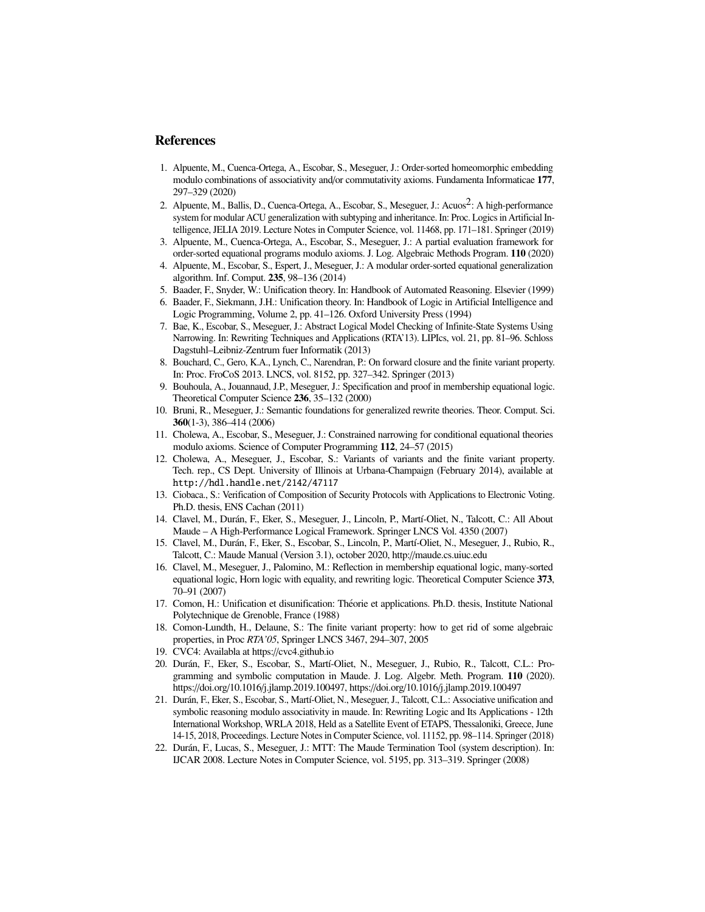## References

1. Alpuente, M., Cuenca-Ortega, A., Escobar, S., Meseguer, J.: Order-sorted homeomorphic embedding modulo combinations of associativity and/or commutativity axioms. Fundamenta Informaticae **177**, 297–329 (2020)
2. Alpuente, M., Ballis, D., Cuenca-Ortega, A., Escobar, S., Meseguer, J.: Acuos$^2$: A high-performance system for modular ACU generalization with subtyping and inheritance. In: Proc. Logics in Artificial Intelligence, JELIA 2019. Lecture Notes in Computer Science, vol. 11468, pp. 171–181. Springer (2019)
3. Alpuente, M., Cuenca-Ortega, A., Escobar, S., Meseguer, J.: A partial evaluation framework for order-sorted equational programs modulo axioms. J. Log. Algebraic Methods Program. **110** (2020)
4. Alpuente, M., Escobar, S., Espert, J., Meseguer, J.: A modular order-sorted equational generalization algorithm. Inf. Comput. **235**, 98–136 (2014)
5. Baader, F., Snyder, W.: Unification theory. In: Handbook of Automated Reasoning. Elsevier (1999)
6. Baader, F., Siekmann, J.H.: Unification theory. In: Handbook of Logic in Artificial Intelligence and Logic Programming, Volume 2, pp. 41–126. Oxford University Press (1994)
7. Bae, K., Escobar, S., Meseguer, J.: Abstract Logical Model Checking of Infinite-State Systems Using Narrowing. In: Rewriting Techniques and Applications (RTA'13). LIPIcs, vol. 21, pp. 81–96. Schloss Dagstuhl–Leibniz-Zentrum fuer Informatik (2013)
8. Bouchard, C., Gero, K.A., Lynch, C., Narendran, P.: On forward closure and the finite variant property. In: Proc. FroCoS 2013. LNCS, vol. 8152, pp. 327–342. Springer (2013)
9. Bouhoula, A., Jouannaud, J.P., Meseguer, J.: Specification and proof in membership equational logic. Theoretical Computer Science **236**, 35–132 (2000)
10. Bruni, R., Meseguer, J.: Semantic foundations for generalized rewrite theories. Theor. Comput. Sci. **360**(1-3), 386–414 (2006)
11. Cholewa, A., Escobar, S., Meseguer, J.: Constrained narrowing for conditional equational theories modulo axioms. Science of Computer Programming **112**, 24–57 (2015)
12. Cholewa, A., Meseguer, J., Escobar, S.: Variants of variants and the finite variant property. Tech. rep., CS Dept. University of Illinois at Urbana-Champaign (February 2014), available at `http://hdl.handle.net/2142/47117`
13. Ciobaca., S.: Verification of Composition of Security Protocols with Applications to Electronic Voting. Ph.D. thesis, ENS Cachan (2011)
14. Clavel, M., Durán, F., Eker, S., Meseguer, J., Lincoln, P., Martí-Oliet, N., Talcott, C.: All About Maude – A High-Performance Logical Framework. Springer LNCS Vol. 4350 (2007)
15. Clavel, M., Durán, F., Eker, S., Escobar, S., Lincoln, P., Martí-Oliet, N., Meseguer, J., Rubio, R., Talcott, C.: Maude Manual (Version 3.1), october 2020, http://maude.cs.uiuc.edu
16. Clavel, M., Meseguer, J., Palomino, M.: Reflection in membership equational logic, many-sorted equational logic, Horn logic with equality, and rewriting logic. Theoretical Computer Science **373**, 70–91 (2007)
17. Comon, H.: Unification et disunification: Théorie et applications. Ph.D. thesis, Institute National Polytechnique de Grenoble, France (1988)
18. Comon-Lundth, H., Delaune, S.: The finite variant property: how to get rid of some algebraic properties, in Proc *RTA'05*, Springer LNCS 3467, 294–307, 2005
19. CVC4: Availabla at https://cvc4.github.io
20. Durán, F., Eker, S., Escobar, S., Martí-Oliet, N., Meseguer, J., Rubio, R., Talcott, C.L.: Programming and symbolic computation in Maude. J. Log. Algebr. Meth. Program. **110** (2020). https://doi.org/10.1016/j.jlamp.2019.100497, https://doi.org/10.1016/j.jlamp.2019.100497
21. Durán, F., Eker, S., Escobar, S., Martí-Oliet, N., Meseguer, J., Talcott, C.L.: Associative unification and symbolic reasoning modulo associativity in maude. In: Rewriting Logic and Its Applications - 12th International Workshop, WRLA 2018, Held as a Satellite Event of ETAPS, Thessaloniki, Greece, June 14-15, 2018, Proceedings. Lecture Notes in Computer Science, vol. 11152, pp. 98–114. Springer (2018)
22. Durán, F., Lucas, S., Meseguer, J.: MTT: The Maude Termination Tool (system description). In: IJCAR 2008. Lecture Notes in Computer Science, vol. 5195, pp. 313–319. Springer (2008)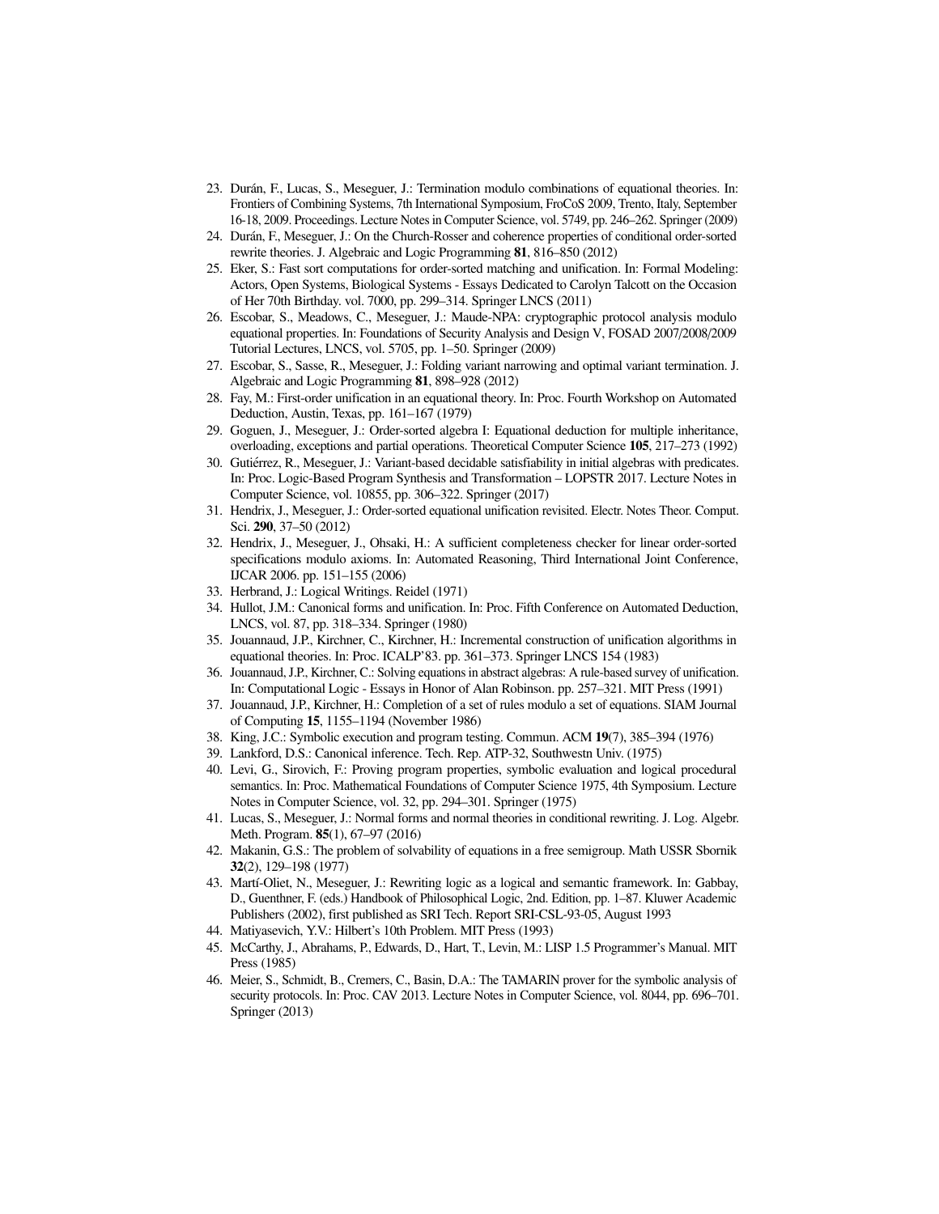23. Durán, F., Lucas, S., Meseguer, J.: Termination modulo combinations of equational theories. In: Frontiers of Combining Systems, 7th International Symposium, FroCoS 2009, Trento, Italy, September 16-18, 2009. Proceedings. Lecture Notes in Computer Science, vol. 5749, pp. 246–262. Springer (2009)
24. Durán, F., Meseguer, J.: On the Church-Rosser and coherence properties of conditional order-sorted rewrite theories. J. Algebraic and Logic Programming **81**, 816–850 (2012)
25. Eker, S.: Fast sort computations for order-sorted matching and unification. In: Formal Modeling: Actors, Open Systems, Biological Systems - Essays Dedicated to Carolyn Talcott on the Occasion of Her 70th Birthday. vol. 7000, pp. 299–314. Springer LNCS (2011)
26. Escobar, S., Meadows, C., Meseguer, J.: Maude-NPA: cryptographic protocol analysis modulo equational properties. In: Foundations of Security Analysis and Design V, FOSAD 2007/2008/2009 Tutorial Lectures, LNCS, vol. 5705, pp. 1–50. Springer (2009)
27. Escobar, S., Sasse, R., Meseguer, J.: Folding variant narrowing and optimal variant termination. J. Algebraic and Logic Programming **81**, 898–928 (2012)
28. Fay, M.: First-order unification in an equational theory. In: Proc. Fourth Workshop on Automated Deduction, Austin, Texas, pp. 161–167 (1979)
29. Goguen, J., Meseguer, J.: Order-sorted algebra I: Equational deduction for multiple inheritance, overloading, exceptions and partial operations. Theoretical Computer Science **105**, 217–273 (1992)
30. Gutiérrez, R., Meseguer, J.: Variant-based decidable satisfiability in initial algebras with predicates. In: Proc. Logic-Based Program Synthesis and Transformation – LOPSTR 2017. Lecture Notes in Computer Science, vol. 10855, pp. 306–322. Springer (2017)
31. Hendrix, J., Meseguer, J.: Order-sorted equational unification revisited. Electr. Notes Theor. Comput. Sci. **290**, 37–50 (2012)
32. Hendrix, J., Meseguer, J., Ohsaki, H.: A sufficient completeness checker for linear order-sorted specifications modulo axioms. In: Automated Reasoning, Third International Joint Conference, IJCAR 2006. pp. 151–155 (2006)
33. Herbrand, J.: Logical Writings. Reidel (1971)
34. Hullot, J.M.: Canonical forms and unification. In: Proc. Fifth Conference on Automated Deduction, LNCS, vol. 87, pp. 318–334. Springer (1980)
35. Jouannaud, J.P., Kirchner, C., Kirchner, H.: Incremental construction of unification algorithms in equational theories. In: Proc. ICALP'83. pp. 361–373. Springer LNCS 154 (1983)
36. Jouannaud, J.P., Kirchner, C.: Solving equations in abstract algebras: A rule-based survey of unification. In: Computational Logic - Essays in Honor of Alan Robinson. pp. 257–321. MIT Press (1991)
37. Jouannaud, J.P., Kirchner, H.: Completion of a set of rules modulo a set of equations. SIAM Journal of Computing **15**, 1155–1194 (November 1986)
38. King, J.C.: Symbolic execution and program testing. Commun. ACM **19**(7), 385–394 (1976)
39. Lankford, D.S.: Canonical inference. Tech. Rep. ATP-32, Southwestn Univ. (1975)
40. Levi, G., Sirovich, F.: Proving program properties, symbolic evaluation and logical procedural semantics. In: Proc. Mathematical Foundations of Computer Science 1975, 4th Symposium. Lecture Notes in Computer Science, vol. 32, pp. 294–301. Springer (1975)
41. Lucas, S., Meseguer, J.: Normal forms and normal theories in conditional rewriting. J. Log. Algebr. Meth. Program. **85**(1), 67–97 (2016)
42. Makanin, G.S.: The problem of solvability of equations in a free semigroup. Math USSR Sbornik **32**(2), 129–198 (1977)
43. Martí-Oliet, N., Meseguer, J.: Rewriting logic as a logical and semantic framework. In: Gabbay, D., Guenthner, F. (eds.) Handbook of Philosophical Logic, 2nd. Edition, pp. 1–87. Kluwer Academic Publishers (2002), first published as SRI Tech. Report SRI-CSL-93-05, August 1993
44. Matiyasevich, Y.V.: Hilbert's 10th Problem. MIT Press (1993)
45. McCarthy, J., Abrahams, P., Edwards, D., Hart, T., Levin, M.: LISP 1.5 Programmer's Manual. MIT Press (1985)
46. Meier, S., Schmidt, B., Cremers, C., Basin, D.A.: The TAMARIN prover for the symbolic analysis of security protocols. In: Proc. CAV 2013. Lecture Notes in Computer Science, vol. 8044, pp. 696–701. Springer (2013)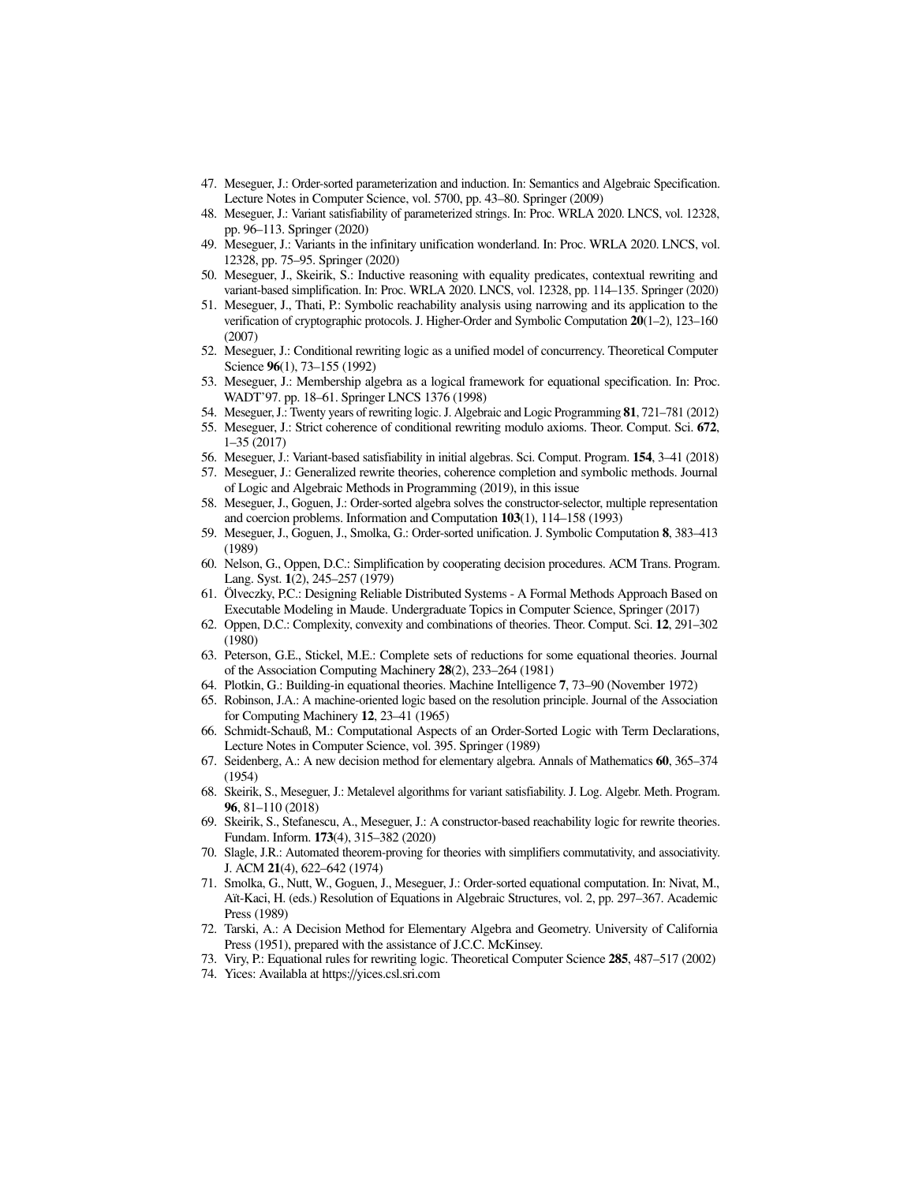47. Meseguer, J.: Order-sorted parameterization and induction. In: Semantics and Algebraic Specification. Lecture Notes in Computer Science, vol. 5700, pp. 43–80. Springer (2009)
48. Meseguer, J.: Variant satisfiability of parameterized strings. In: Proc. WRLA 2020. LNCS, vol. 12328, pp. 96–113. Springer (2020)
49. Meseguer, J.: Variants in the infinitary unification wonderland. In: Proc. WRLA 2020. LNCS, vol. 12328, pp. 75–95. Springer (2020)
50. Meseguer, J., Skeirik, S.: Inductive reasoning with equality predicates, contextual rewriting and variant-based simplification. In: Proc. WRLA 2020. LNCS, vol. 12328, pp. 114–135. Springer (2020)
51. Meseguer, J., Thati, P.: Symbolic reachability analysis using narrowing and its application to the verification of cryptographic protocols. J. Higher-Order and Symbolic Computation **20**(1–2), 123–160 (2007)
52. Meseguer, J.: Conditional rewriting logic as a unified model of concurrency. Theoretical Computer Science **96**(1), 73–155 (1992)
53. Meseguer, J.: Membership algebra as a logical framework for equational specification. In: Proc. WADT'97. pp. 18–61. Springer LNCS 1376 (1998)
54. Meseguer, J.: Twenty years of rewriting logic. J. Algebraic and Logic Programming **81**, 721–781 (2012)
55. Meseguer, J.: Strict coherence of conditional rewriting modulo axioms. Theor. Comput. Sci. **672**, 1–35 (2017)
56. Meseguer, J.: Variant-based satisfiability in initial algebras. Sci. Comput. Program. **154**, 3–41 (2018)
57. Meseguer, J.: Generalized rewrite theories, coherence completion and symbolic methods. Journal of Logic and Algebraic Methods in Programming (2019), in this issue
58. Meseguer, J., Goguen, J.: Order-sorted algebra solves the constructor-selector, multiple representation and coercion problems. Information and Computation **103**(1), 114–158 (1993)
59. Meseguer, J., Goguen, J., Smolka, G.: Order-sorted unification. J. Symbolic Computation **8**, 383–413 (1989)
60. Nelson, G., Oppen, D.C.: Simplification by cooperating decision procedures. ACM Trans. Program. Lang. Syst. **1**(2), 245–257 (1979)
61. Ölveczky, P.C.: Designing Reliable Distributed Systems - A Formal Methods Approach Based on Executable Modeling in Maude. Undergraduate Topics in Computer Science, Springer (2017)
62. Oppen, D.C.: Complexity, convexity and combinations of theories. Theor. Comput. Sci. **12**, 291–302 (1980)
63. Peterson, G.E., Stickel, M.E.: Complete sets of reductions for some equational theories. Journal of the Association Computing Machinery **28**(2), 233–264 (1981)
64. Plotkin, G.: Building-in equational theories. Machine Intelligence **7**, 73–90 (November 1972)
65. Robinson, J.A.: A machine-oriented logic based on the resolution principle. Journal of the Association for Computing Machinery **12**, 23–41 (1965)
66. Schmidt-Schauß, M.: Computational Aspects of an Order-Sorted Logic with Term Declarations, Lecture Notes in Computer Science, vol. 395. Springer (1989)
67. Seidenberg, A.: A new decision method for elementary algebra. Annals of Mathematics **60**, 365–374 (1954)
68. Skeirik, S., Meseguer, J.: Metalevel algorithms for variant satisfiability. J. Log. Algebr. Meth. Program. **96**, 81–110 (2018)
69. Skeirik, S., Stefanescu, A., Meseguer, J.: A constructor-based reachability logic for rewrite theories. Fundam. Inform. **173**(4), 315–382 (2020)
70. Slagle, J.R.: Automated theorem-proving for theories with simplifiers commutativity, and associativity. J. ACM **21**(4), 622–642 (1974)
71. Smolka, G., Nutt, W., Goguen, J., Meseguer, J.: Order-sorted equational computation. In: Nivat, M., Aït-Kaci, H. (eds.) Resolution of Equations in Algebraic Structures, vol. 2, pp. 297–367. Academic Press (1989)
72. Tarski, A.: A Decision Method for Elementary Algebra and Geometry. University of California Press (1951), prepared with the assistance of J.C.C. McKinsey.
73. Viry, P.: Equational rules for rewriting logic. Theoretical Computer Science **285**, 487–517 (2002)
74. Yices: Availabla at https://yices.csl.sri.com